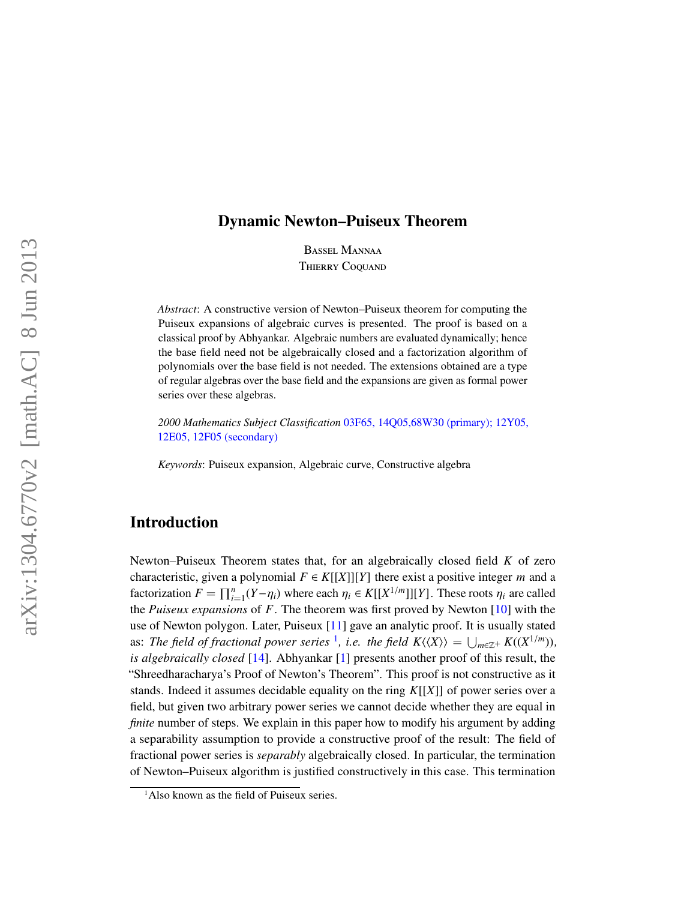# Dynamic Newton–Puiseux Theorem

Bassel Mannaa
Thierry Coquand

*Abstract*: A constructive version of Newton–Puiseux theorem for computing the Puiseux expansions of algebraic curves is presented. The proof is based on a classical proof by Abhyankar. Algebraic numbers are evaluated dynamically; hence the base field need not be algebraically closed and a factorization algorithm of polynomials over the base field is not needed. The extensions obtained are a type of regular algebras over the base field and the expansions are given as formal power series over these algebras.

*2000 Mathematics Subject Classification* 03F65, 14Q05,68W30 (primary); 12Y05, 12E05, 12F05 (secondary)

*Keywords*: Puiseux expansion, Algebraic curve, Constructive algebra

## Introduction

Newton–Puiseux Theorem states that, for an algebraically closed field $K$ of zero characteristic, given a polynomial $F \in K[[X]][Y]$ there exist a positive integer $m$ and a factorization $F = \prod_{i=1}^{n}(Y - \eta_i)$ where each $\eta_i \in K[[X^{1/m}]][Y]$. These roots $\eta_i$ are called the *Puiseux expansions* of $F$. The theorem was first proved by Newton [10] with the use of Newton polygon. Later, Puiseux [11] gave an analytic proof. It is usually stated as: *The field of fractional power series* [1]*, i.e. the field* $K\langle\langle X\rangle\rangle = \bigcup_{m\in\mathbb{Z}^+} K((X^{1/m}))$*, is algebraically closed* [14]. Abhyankar [1] presents another proof of this result, the "Shreedharacharya's Proof of Newton's Theorem". This proof is not constructive as it stands. Indeed it assumes decidable equality on the ring $K[[X]]$ of power series over a field, but given two arbitrary power series we cannot decide whether they are equal in *finite* number of steps. We explain in this paper how to modify his argument by adding a separability assumption to provide a constructive proof of the result: The field of fractional power series is *separably* algebraically closed. In particular, the termination of Newton–Puiseux algorithm is justified constructively in this case. This termination

[1] Also known as the field of Puiseux series.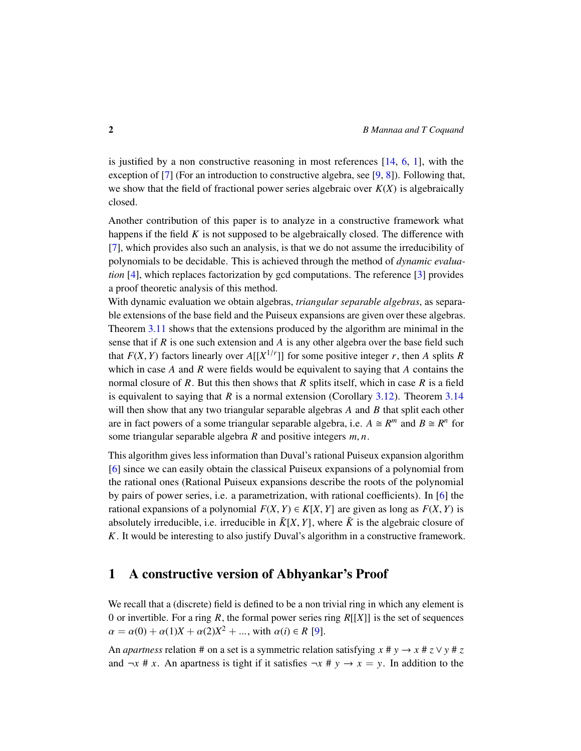is justified by a non constructive reasoning in most references [14, 6, 1], with the exception of [7] (For an introduction to constructive algebra, see [9, 8]). Following that, we show that the field of fractional power series algebraic over $K(X)$ is algebraically closed.

Another contribution of this paper is to analyze in a constructive framework what happens if the field $K$ is not supposed to be algebraically closed. The difference with [7], which provides also such an analysis, is that we do not assume the irreducibility of polynomials to be decidable. This is achieved through the method of *dynamic evaluation* [4], which replaces factorization by gcd computations. The reference [3] provides a proof theoretic analysis of this method.

With dynamic evaluation we obtain algebras, *triangular separable algebras*, as separable extensions of the base field and the Puiseux expansions are given over these algebras. Theorem 3.11 shows that the extensions produced by the algorithm are minimal in the sense that if $R$ is one such extension and $A$ is any other algebra over the base field such that $F(X, Y)$ factors linearly over $A[[X^{1/r}]]$ for some positive integer $r$, then $A$ splits $R$ which in case $A$ and $R$ were fields would be equivalent to saying that $A$ contains the normal closure of $R$. But this then shows that $R$ splits itself, which in case $R$ is a field is equivalent to saying that $R$ is a normal extension (Corollary 3.12). Theorem 3.14 will then show that any two triangular separable algebras $A$ and $B$ that split each other are in fact powers of a some triangular separable algebra, i.e. $A \cong R^m$ and $B \cong R^n$ for some triangular separable algebra $R$ and positive integers $m, n$.

This algorithm gives less information than Duval's rational Puiseux expansion algorithm [6] since we can easily obtain the classical Puiseux expansions of a polynomial from the rational ones (Rational Puiseux expansions describe the roots of the polynomial by pairs of power series, i.e. a parametrization, with rational coefficients). In [6] the rational expansions of a polynomial $F(X, Y) \in K[X, Y]$ are given as long as $F(X, Y)$ is absolutely irreducible, i.e. irreducible in $\bar{K}[X, Y]$, where $\bar{K}$ is the algebraic closure of $K$. It would be interesting to also justify Duval's algorithm in a constructive framework.

## 1 A constructive version of Abhyankar's Proof

We recall that a (discrete) field is defined to be a non trivial ring in which any element is 0 or invertible. For a ring $R$, the formal power series ring $R[[X]]$ is the set of sequences $\alpha = \alpha(0) + \alpha(1)X + \alpha(2)X^2 + \ldots$, with $\alpha(i) \in R$ [9].

An *apartness* relation # on a set is a symmetric relation satisfying $x \# y \to x \# z \vee y \# z$ and $\neg x \# x$. An apartness is tight if it satisfies $\neg x \# y \to x = y$. In addition to the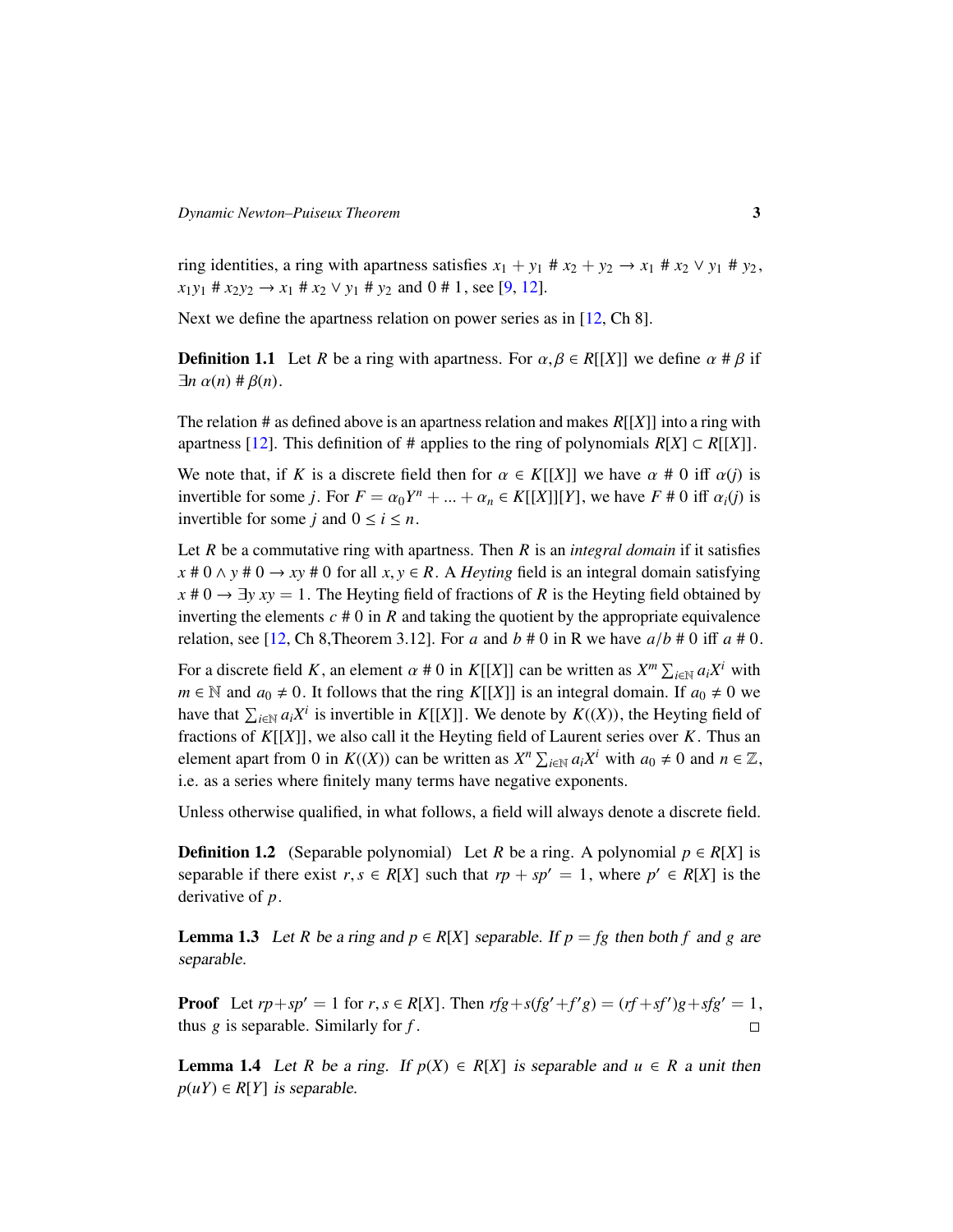ring identities, a ring with apartness satisfies $x_1 + y_1 \# x_2 + y_2 \to x_1 \# x_2 \vee y_1 \# y_2$, $x_1y_1 \# x_2y_2 \to x_1 \# x_2 \vee y_1 \# y_2$ and $0 \# 1$, see [9, 12].

Next we define the apartness relation on power series as in [12, Ch 8].

**Definition 1.1** Let $R$ be a ring with apartness. For $\alpha, \beta \in R[[X]]$ we define $\alpha \# \beta$ if $\exists n\ \alpha(n) \# \beta(n)$.

The relation # as defined above is an apartness relation and makes $R[[X]]$ into a ring with apartness [12]. This definition of # applies to the ring of polynomials $R[X] \subset R[[X]]$.

We note that, if $K$ is a discrete field then for $\alpha \in K[[X]]$ we have $\alpha \# 0$ iff $\alpha(j)$ is invertible for some $j$. For $F = \alpha_0 Y^n + ... + \alpha_n \in K[[X]][Y]$, we have $F \# 0$ iff $\alpha_i(j)$ is invertible for some $j$ and $0 \leq i \leq n$.

Let $R$ be a commutative ring with apartness. Then $R$ is an *integral domain* if it satisfies $x \# 0 \wedge y \# 0 \to xy \# 0$ for all $x, y \in R$. A *Heyting* field is an integral domain satisfying $x \# 0 \to \exists y\ xy = 1$. The Heyting field of fractions of $R$ is the Heyting field obtained by inverting the elements $c \# 0$ in $R$ and taking the quotient by the appropriate equivalence relation, see [12, Ch 8,Theorem 3.12]. For $a$ and $b \# 0$ in R we have $a/b \# 0$ iff $a \# 0$.

For a discrete field $K$, an element $\alpha \# 0$ in $K[[X]]$ can be written as $X^m \sum_{i \in \mathbb{N}} a_i X^i$ with $m \in \mathbb{N}$ and $a_0 \neq 0$. It follows that the ring $K[[X]]$ is an integral domain. If $a_0 \neq 0$ we have that $\sum_{i \in \mathbb{N}} a_i X^i$ is invertible in $K[[X]]$. We denote by $K((X))$, the Heyting field of fractions of $K[[X]]$, we also call it the Heyting field of Laurent series over $K$. Thus an element apart from 0 in $K((X))$ can be written as $X^n \sum_{i \in \mathbb{N}} a_i X^i$ with $a_0 \neq 0$ and $n \in \mathbb{Z}$, i.e. as a series where finitely many terms have negative exponents.

Unless otherwise qualified, in what follows, a field will always denote a discrete field.

**Definition 1.2** (Separable polynomial) Let $R$ be a ring. A polynomial $p \in R[X]$ is separable if there exist $r, s \in R[X]$ such that $rp + sp' = 1$, where $p' \in R[X]$ is the derivative of $p$.

**Lemma 1.3** *Let $R$ be a ring and $p \in R[X]$ separable. If $p = fg$ then both $f$ and $g$ are separable.*

**Proof** Let $rp + sp' = 1$ for $r, s \in R[X]$. Then $rfg + s(fg' + f'g) = (rf + sf')g + sfg' = 1$, thus $g$ is separable. Similarly for $f$. □

**Lemma 1.4** *Let $R$ be a ring. If $p(X) \in R[X]$ is separable and $u \in R$ a unit then $p(uY) \in R[Y]$ is separable.*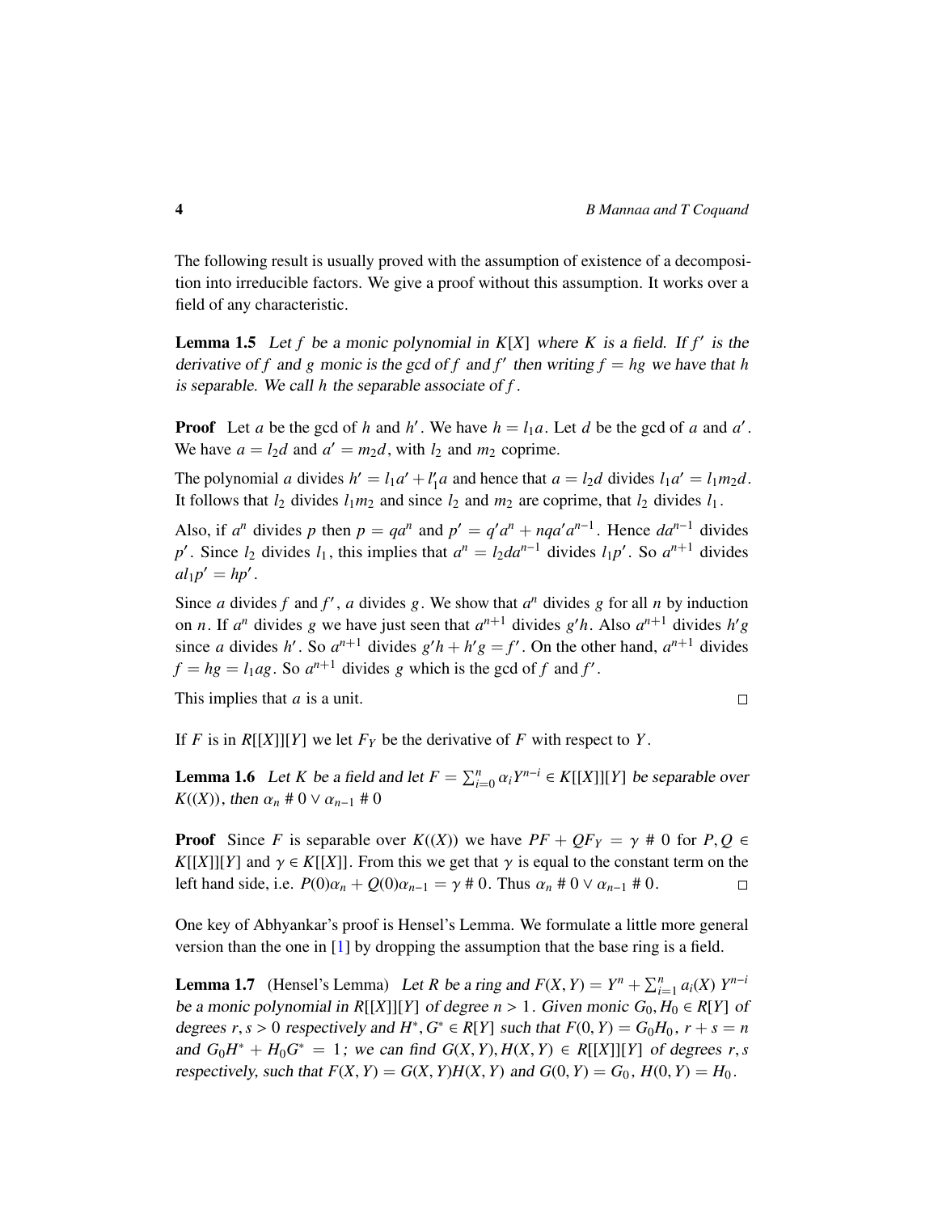The following result is usually proved with the assumption of existence of a decomposition into irreducible factors. We give a proof without this assumption. It works over a field of any characteristic.

**Lemma 1.5** *Let $f$ be a monic polynomial in $K[X]$ where $K$ is a field. If $f'$ is the derivative of $f$ and $g$ monic is the gcd of $f$ and $f'$ then writing $f = hg$ we have that $h$ is separable. We call $h$ the separable associate of $f$.*

**Proof** Let $a$ be the gcd of $h$ and $h'$. We have $h = l_1 a$. Let $d$ be the gcd of $a$ and $a'$. We have $a = l_2 d$ and $a' = m_2 d$, with $l_2$ and $m_2$ coprime.

The polynomial $a$ divides $h' = l_1 a' + l_1' a$ and hence that $a = l_2 d$ divides $l_1 a' = l_1 m_2 d$. It follows that $l_2$ divides $l_1 m_2$ and since $l_2$ and $m_2$ are coprime, that $l_2$ divides $l_1$.

Also, if $a^n$ divides $p$ then $p = qa^n$ and $p' = q' a^n + nqa' a^{n-1}$. Hence $da^{n-1}$ divides $p'$. Since $l_2$ divides $l_1$, this implies that $a^n = l_2 d a^{n-1}$ divides $l_1 p'$. So $a^{n+1}$ divides $a l_1 p' = hp'$.

Since $a$ divides $f$ and $f'$, $a$ divides $g$. We show that $a^n$ divides $g$ for all $n$ by induction on $n$. If $a^n$ divides $g$ we have just seen that $a^{n+1}$ divides $g'h$. Also $a^{n+1}$ divides $h'g$ since $a$ divides $h'$. So $a^{n+1}$ divides $g'h + h'g = f'$. On the other hand, $a^{n+1}$ divides $f = hg = l_1 ag$. So $a^{n+1}$ divides $g$ which is the gcd of $f$ and $f'$.

This implies that $a$ is a unit. □

If $F$ is in $R[[X]][Y]$ we let $F_Y$ be the derivative of $F$ with respect to $Y$.

**Lemma 1.6** *Let $K$ be a field and let $F = \sum_{i=0}^{n} \alpha_i Y^{n-i} \in K[[X]][Y]$ be separable over $K((X))$, then $\alpha_n \# 0 \vee \alpha_{n-1} \# 0$*

**Proof** Since $F$ is separable over $K((X))$ we have $PF + QF_Y = \gamma \# 0$ for $P, Q \in K[[X]][Y]$ and $\gamma \in K[[X]]$. From this we get that $\gamma$ is equal to the constant term on the left hand side, i.e. $P(0)\alpha_n + Q(0)\alpha_{n-1} = \gamma \# 0$. Thus $\alpha_n \# 0 \vee \alpha_{n-1} \# 0$. □

One key of Abhyankar's proof is Hensel's Lemma. We formulate a little more general version than the one in [1] by dropping the assumption that the base ring is a field.

**Lemma 1.7** (Hensel's Lemma) *Let $R$ be a ring and $F(X, Y) = Y^n + \sum_{i=1}^{n} a_i(X)\, Y^{n-i}$ be a monic polynomial in $R[[X]][Y]$ of degree $n > 1$. Given monic $G_0, H_0 \in R[Y]$ of degrees $r, s > 0$ respectively and $H^*, G^* \in R[Y]$ such that $F(0, Y) = G_0 H_0$, $r + s = n$ and $G_0 H^* + H_0 G^* = 1$; we can find $G(X, Y), H(X, Y) \in R[[X]][Y]$ of degrees $r, s$ respectively, such that $F(X, Y) = G(X, Y)H(X, Y)$ and $G(0, Y) = G_0$, $H(0, Y) = H_0$.*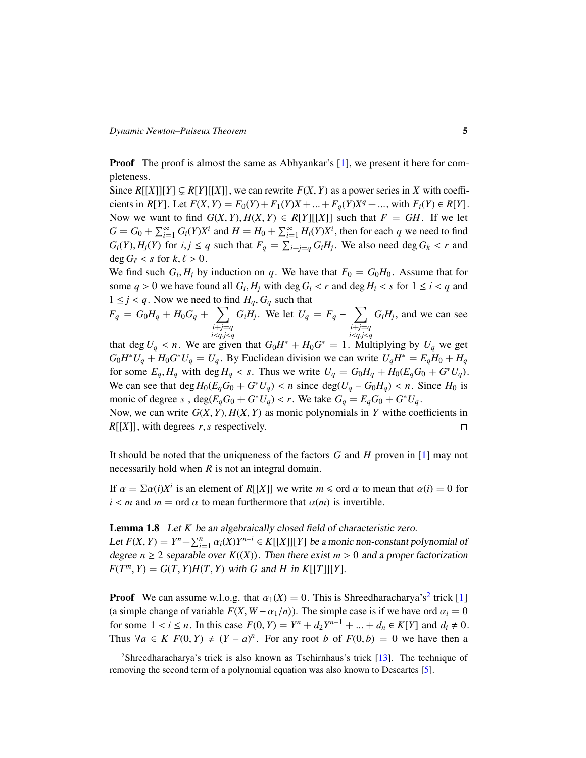**Proof** The proof is almost the same as Abhyankar's [1], we present it here for completeness.

Since $R[[X]][Y] \subsetneq R[Y][[X]]$, we can rewrite $F(X,Y)$ as a power series in $X$ with coefficients in $R[Y]$. Let $F(X,Y) = F_0(Y) + F_1(Y)X + ... + F_q(Y)X^q + ...$, with $F_i(Y) \in R[Y]$. Now we want to find $G(X,Y), H(X,Y) \in R[Y][[X]]$ such that $F = GH$. If we let $G = G_0 + \sum_{i=1}^{\infty} G_i(Y)X^i$ and $H = H_0 + \sum_{i=1}^{\infty} H_i(Y)X^i$, then for each $q$ we need to find $G_i(Y), H_j(Y)$ for $i,j \leq q$ such that $F_q = \sum_{i+j=q} G_i H_j$. We also need $\deg G_k < r$ and $\deg G_\ell < s$ for $k, \ell > 0$.

We find such $G_i, H_j$ by induction on $q$. We have that $F_0 = G_0 H_0$. Assume that for some $q > 0$ we have found all $G_i, H_j$ with $\deg G_i < r$ and $\deg H_i < s$ for $1 \leq i < q$ and $1 \leq j < q$. Now we need to find $H_q, G_q$ such that

$F_q = G_0 H_q + H_0 G_q + \sum_{\substack{i+j=q \\ i<q, j<q}} G_i H_j$. We let $U_q = F_q - \sum_{\substack{i+j=q \\ i<q, j<q}} G_i H_j$, and we can see that $\deg U_q < n$. We are given that $G_0 H^* + H_0 G^* = 1$. Multiplying by $U_q$ we get $G_0 H^* U_q + H_0 G^* U_q = U_q$. By Euclidean division we can write $U_q H^* = E_q H_0 + H_q$ for some $E_q, H_q$ with $\deg H_q < s$. Thus we write $U_q = G_0 H_q + H_0(E_q G_0 + G^* U_q)$. We can see that $\deg H_0(E_q G_0 + G^* U_q) < n$ since $\deg(U_q - G_0 H_q) < n$. Since $H_0$ is monic of degree $s$ , $\deg(E_q G_0 + G^* U_q) < r$. We take $G_q = E_q G_0 + G^* U_q$.

Now, we can write $G(X,Y), H(X,Y)$ as monic polynomials in $Y$ withe coefficients in $R[[X]]$, with degrees $r, s$ respectively. $\square$

It should be noted that the uniqueness of the factors $G$ and $H$ proven in [1] may not necessarily hold when $R$ is not an integral domain.

If $\alpha = \Sigma \alpha(i) X^i$ is an element of $R[[X]]$ we write $m \leqslant \operatorname{ord} \alpha$ to mean that $\alpha(i) = 0$ for $i < m$ and $m = \operatorname{ord} \alpha$ to mean furthermore that $\alpha(m)$ is invertible.

**Lemma 1.8** *Let $K$ be an algebraically closed field of characteristic zero. Let $F(X,Y) = Y^n + \sum_{i=1}^{n} \alpha_i(X) Y^{n-i} \in K[[X]][Y]$ be a monic non-constant polynomial of degree $n \geq 2$ separable over $K((X))$. Then there exist $m > 0$ and a proper factorization $F(T^m, Y) = G(T,Y) H(T,Y)$ with $G$ and $H$ in $K[[T]][Y]$.*

**Proof** We can assume w.l.o.g. that $\alpha_1(X) = 0$. This is Shreedharacharya's[2] trick [1] (a simple change of variable $F(X, W - \alpha_1/n)$). The simple case is if we have $\operatorname{ord} \alpha_i = 0$ for some $1 < i \leq n$. In this case $F(0,Y) = Y^n + d_2 Y^{n-1} + ... + d_n \in K[Y]$ and $d_i \neq 0$. Thus $\forall a \in K$ $F(0,Y) \neq (Y-a)^n$. For any root $b$ of $F(0,b) = 0$ we have then a

[2] Shreedharacharya's trick is also known as Tschirnhaus's trick [13]. The technique of removing the second term of a polynomial equation was also known to Descartes [5].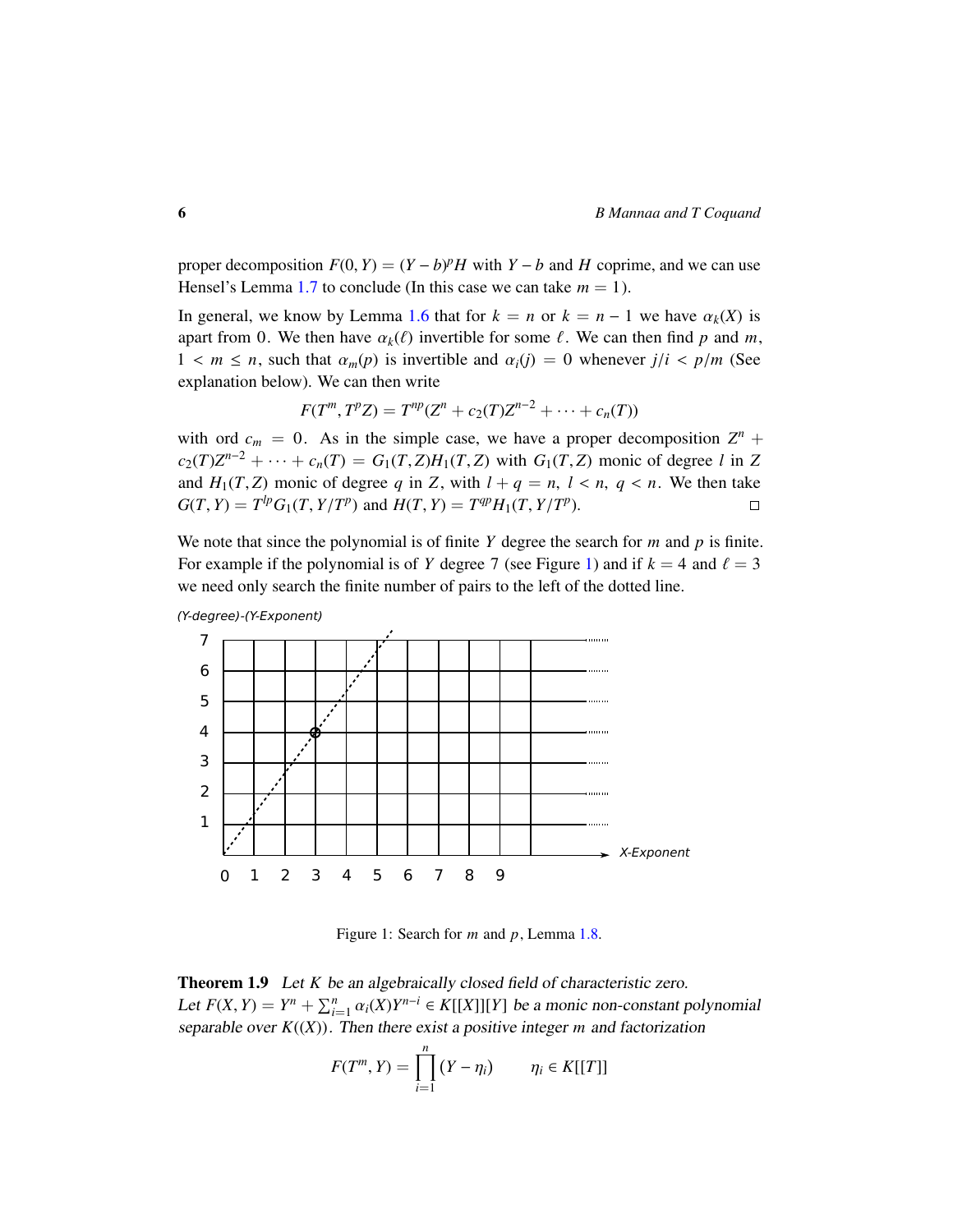proper decomposition $F(0, Y) = (Y - b)^p H$ with $Y - b$ and $H$ coprime, and we can use Hensel's Lemma 1.7 to conclude (In this case we can take $m = 1$).

In general, we know by Lemma 1.6 that for $k = n$ or $k = n - 1$ we have $\alpha_k(X)$ is apart from 0. We then have $\alpha_k(\ell)$ invertible for some $\ell$. We can then find $p$ and $m$, $1 < m \leq n$, such that $\alpha_m(p)$ is invertible and $\alpha_i(j) = 0$ whenever $j/i < p/m$ (See explanation below). We can then write

$$F(T^m, T^p Z) = T^{np}(Z^n + c_2(T)Z^{n-2} + \cdots + c_n(T))$$

with ord $c_m = 0$. As in the simple case, we have a proper decomposition $Z^n + c_2(T)Z^{n-2} + \cdots + c_n(T) = G_1(T, Z)H_1(T, Z)$ with $G_1(T, Z)$ monic of degree $l$ in $Z$ and $H_1(T, Z)$ monic of degree $q$ in $Z$, with $l + q = n$, $l < n$, $q < n$. We then take $G(T, Y) = T^{lp} G_1(T, Y/T^p)$ and $H(T, Y) = T^{qp} H_1(T, Y/T^p)$. □

We note that since the polynomial is of finite $Y$ degree the search for $m$ and $p$ is finite. For example if the polynomial is of $Y$ degree 7 (see Figure 1) and if $k = 4$ and $\ell = 3$ we need only search the finite number of pairs to the left of the dotted line.

Figure 1: Search for $m$ and $p$, Lemma 1.8.

**Theorem 1.9** *Let $K$ be an algebraically closed field of characteristic zero. Let $F(X, Y) = Y^n + \sum_{i=1}^{n} \alpha_i(X)Y^{n-i} \in K[[X]][Y]$ be a monic non-constant polynomial separable over $K((X))$. Then there exist a positive integer $m$ and factorization*

$$F(T^m, Y) = \prod_{i=1}^{n} (Y - \eta_i) \qquad \eta_i \in K[[T]]$$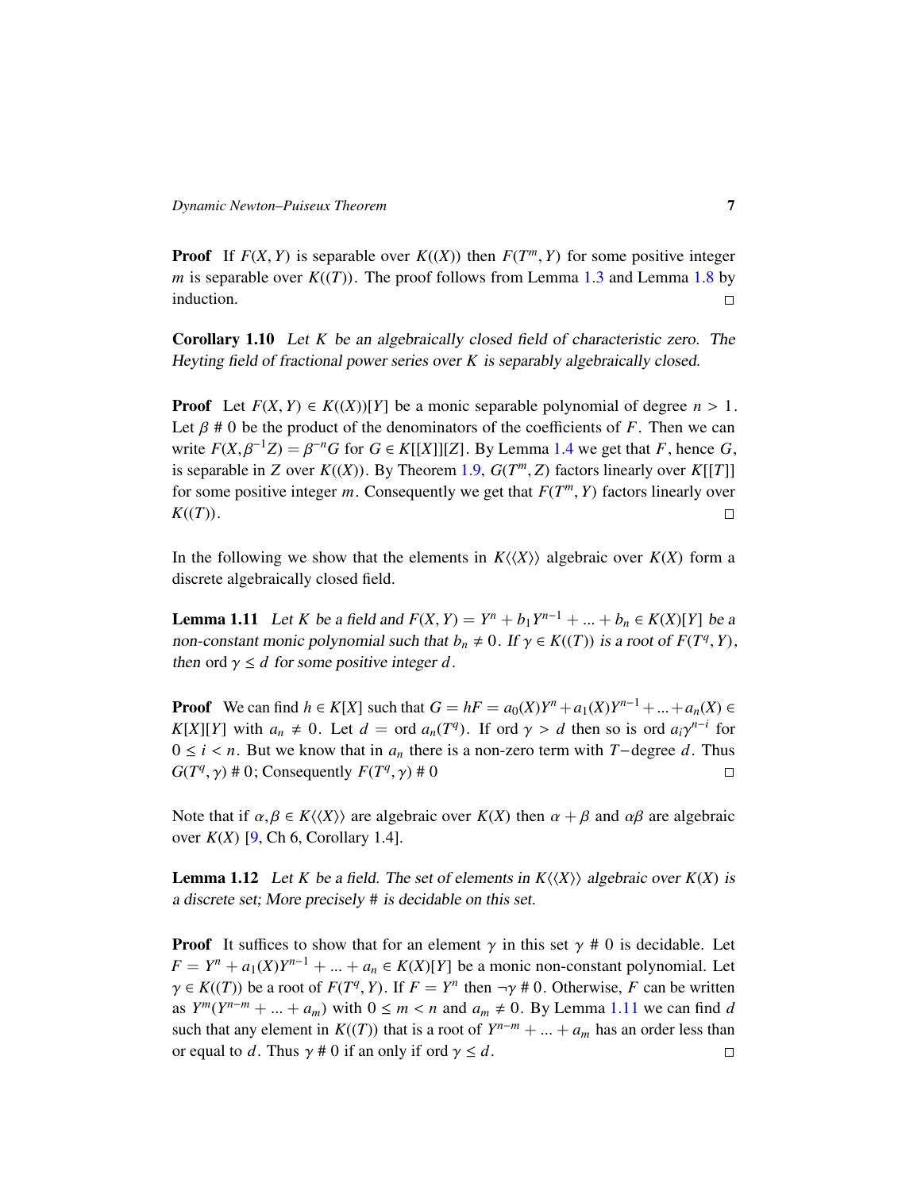**Proof** If $F(X, Y)$ is separable over $K((X))$ then $F(T^m, Y)$ for some positive integer $m$ is separable over $K((T))$. The proof follows from Lemma 1.3 and Lemma 1.8 by induction. □

**Corollary 1.10** *Let $K$ be an algebraically closed field of characteristic zero. The Heyting field of fractional power series over $K$ is separably algebraically closed.*

**Proof** Let $F(X, Y) \in K((X))[Y]$ be a monic separable polynomial of degree $n > 1$. Let $\beta \# 0$ be the product of the denominators of the coefficients of $F$. Then we can write $F(X, \beta^{-1}Z) = \beta^{-n}G$ for $G \in K[[X]][Z]$. By Lemma 1.4 we get that $F$, hence $G$, is separable in $Z$ over $K((X))$. By Theorem 1.9, $G(T^m, Z)$ factors linearly over $K[[T]]$ for some positive integer $m$. Consequently we get that $F(T^m, Y)$ factors linearly over $K((T))$. □

In the following we show that the elements in $K\langle\langle X\rangle\rangle$ algebraic over $K(X)$ form a discrete algebraically closed field.

**Lemma 1.11** *Let $K$ be a field and $F(X, Y) = Y^n + b_1 Y^{n-1} + ... + b_n \in K(X)[Y]$ be a non-constant monic polynomial such that $b_n \neq 0$. If $\gamma \in K((T))$ is a root of $F(T^q, Y)$, then $\text{ord}\ \gamma \leq d$ for some positive integer $d$.*

**Proof** We can find $h \in K[X]$ such that $G = hF = a_0(X)Y^n + a_1(X)Y^{n-1} + ... + a_n(X) \in K[X][Y]$ with $a_n \neq 0$. Let $d = \text{ord}\ a_n(T^q)$. If $\text{ord}\ \gamma > d$ then so is $\text{ord}\ a_i\gamma^{n-i}$ for $0 \leq i < n$. But we know that in $a_n$ there is a non-zero term with $T-$degree $d$. Thus $G(T^q, \gamma) \# 0$; Consequently $F(T^q, \gamma) \# 0$ □

Note that if $\alpha, \beta \in K\langle\langle X\rangle\rangle$ are algebraic over $K(X)$ then $\alpha + \beta$ and $\alpha\beta$ are algebraic over $K(X)$ [9, Ch 6, Corollary 1.4].

**Lemma 1.12** *Let $K$ be a field. The set of elements in $K\langle\langle X\rangle\rangle$ algebraic over $K(X)$ is a discrete set; More precisely # is decidable on this set.*

**Proof** It suffices to show that for an element $\gamma$ in this set $\gamma \# 0$ is decidable. Let $F = Y^n + a_1(X)Y^{n-1} + ... + a_n \in K(X)[Y]$ be a monic non-constant polynomial. Let $\gamma \in K((T))$ be a root of $F(T^q, Y)$. If $F = Y^n$ then $\neg\gamma \# 0$. Otherwise, $F$ can be written as $Y^m(Y^{n-m} + ... + a_m)$ with $0 \leq m < n$ and $a_m \neq 0$. By Lemma 1.11 we can find $d$ such that any element in $K((T))$ that is a root of $Y^{n-m} + ... + a_m$ has an order less than or equal to $d$. Thus $\gamma \# 0$ if an only if $\text{ord}\ \gamma \leq d$. □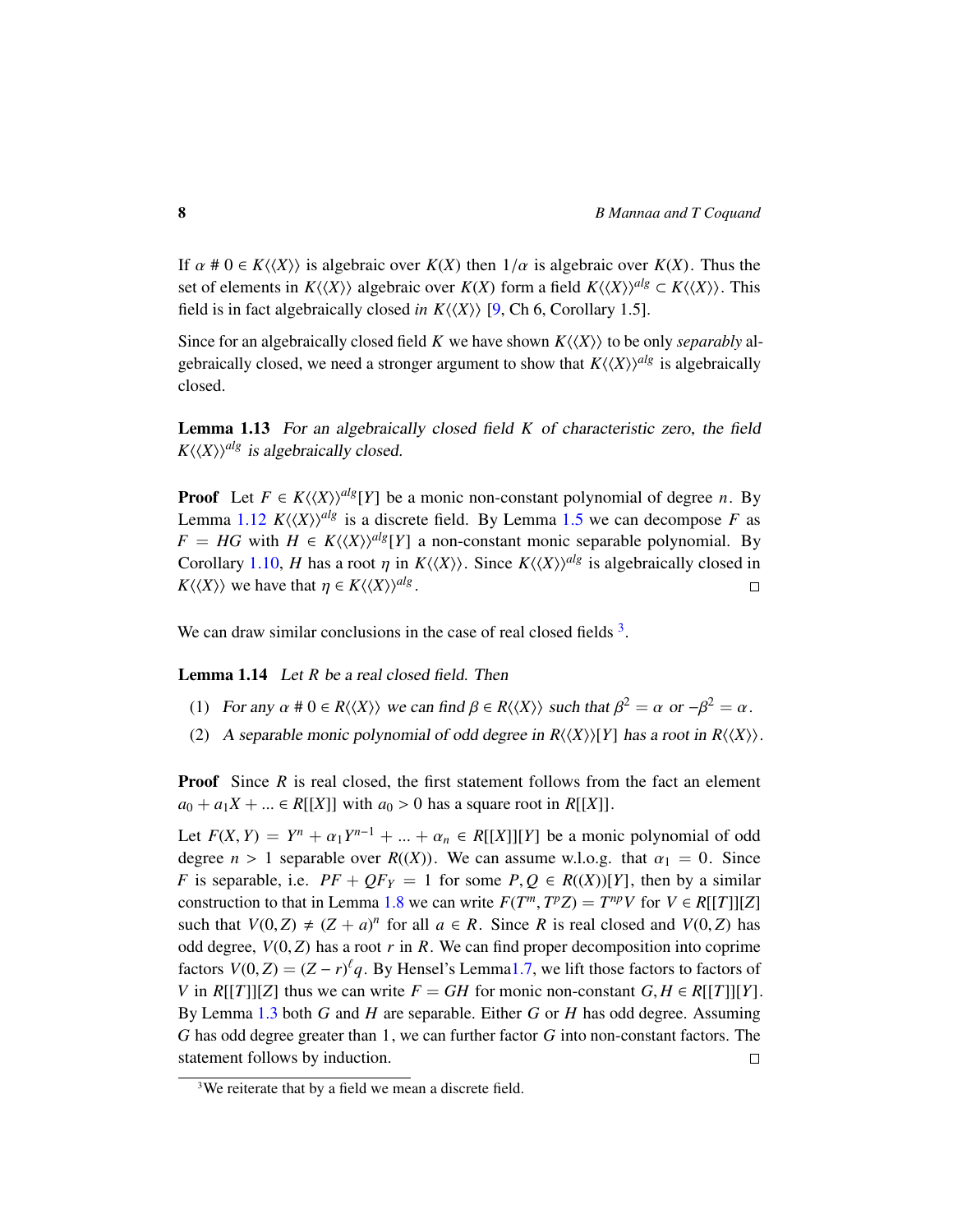If $\alpha \# 0 \in K\langle\langle X\rangle\rangle$ is algebraic over $K(X)$ then $1/\alpha$ is algebraic over $K(X)$. Thus the set of elements in $K\langle\langle X\rangle\rangle$ algebraic over $K(X)$ form a field $K\langle\langle X\rangle\rangle^{alg} \subset K\langle\langle X\rangle\rangle$. This field is in fact algebraically closed *in* $K\langle\langle X\rangle\rangle$ [9, Ch 6, Corollary 1.5].

Since for an algebraically closed field $K$ we have shown $K\langle\langle X\rangle\rangle$ to be only *separably* algebraically closed, we need a stronger argument to show that $K\langle\langle X\rangle\rangle^{alg}$ is algebraically closed.

**Lemma 1.13** *For an algebraically closed field $K$ of characteristic zero, the field $K\langle\langle X\rangle\rangle^{alg}$ is algebraically closed.*

**Proof** Let $F \in K\langle\langle X\rangle\rangle^{alg}[Y]$ be a monic non-constant polynomial of degree $n$. By Lemma 1.12 $K\langle\langle X\rangle\rangle^{alg}$ is a discrete field. By Lemma 1.5 we can decompose $F$ as $F = HG$ with $H \in K\langle\langle X\rangle\rangle^{alg}[Y]$ a non-constant monic separable polynomial. By Corollary 1.10, $H$ has a root $\eta$ in $K\langle\langle X\rangle\rangle$. Since $K\langle\langle X\rangle\rangle^{alg}$ is algebraically closed in $K\langle\langle X\rangle\rangle$ we have that $\eta \in K\langle\langle X\rangle\rangle^{alg}$. □

We can draw similar conclusions in the case of real closed fields [3].

**Lemma 1.14** *Let $R$ be a real closed field. Then*

(1) *For any $\alpha \# 0 \in R\langle\langle X\rangle\rangle$ we can find $\beta \in R\langle\langle X\rangle\rangle$ such that $\beta^2 = \alpha$ or $-\beta^2 = \alpha$.*

(2) *A separable monic polynomial of odd degree in $R\langle\langle X\rangle\rangle[Y]$ has a root in $R\langle\langle X\rangle\rangle$.*

**Proof** Since $R$ is real closed, the first statement follows from the fact an element $a_0 + a_1X + ... \in R[[X]]$ with $a_0 > 0$ has a square root in $R[[X]]$.

Let $F(X, Y) = Y^n + \alpha_1 Y^{n-1} + ... + \alpha_n \in R[[X]][Y]$ be a monic polynomial of odd degree $n > 1$ separable over $R((X))$. We can assume w.l.o.g. that $\alpha_1 = 0$. Since $F$ is separable, i.e. $PF + QF_Y = 1$ for some $P, Q \in R((X))[Y]$, then by a similar construction to that in Lemma 1.8 we can write $F(T^m, T^pZ) = T^{np}V$ for $V \in R[[T]][Z]$ such that $V(0, Z) \neq (Z + a)^n$ for all $a \in R$. Since $R$ is real closed and $V(0, Z)$ has odd degree, $V(0, Z)$ has a root $r$ in $R$. We can find proper decomposition into coprime factors $V(0, Z) = (Z - r)^\ell q$. By Hensel's Lemma1.7, we lift those factors to factors of $V$ in $R[[T]][Z]$ thus we can write $F = GH$ for monic non-constant $G, H \in R[[T]][Y]$. By Lemma 1.3 both $G$ and $H$ are separable. Either $G$ or $H$ has odd degree. Assuming $G$ has odd degree greater than 1, we can further factor $G$ into non-constant factors. The statement follows by induction. □

[3] We reiterate that by a field we mean a discrete field.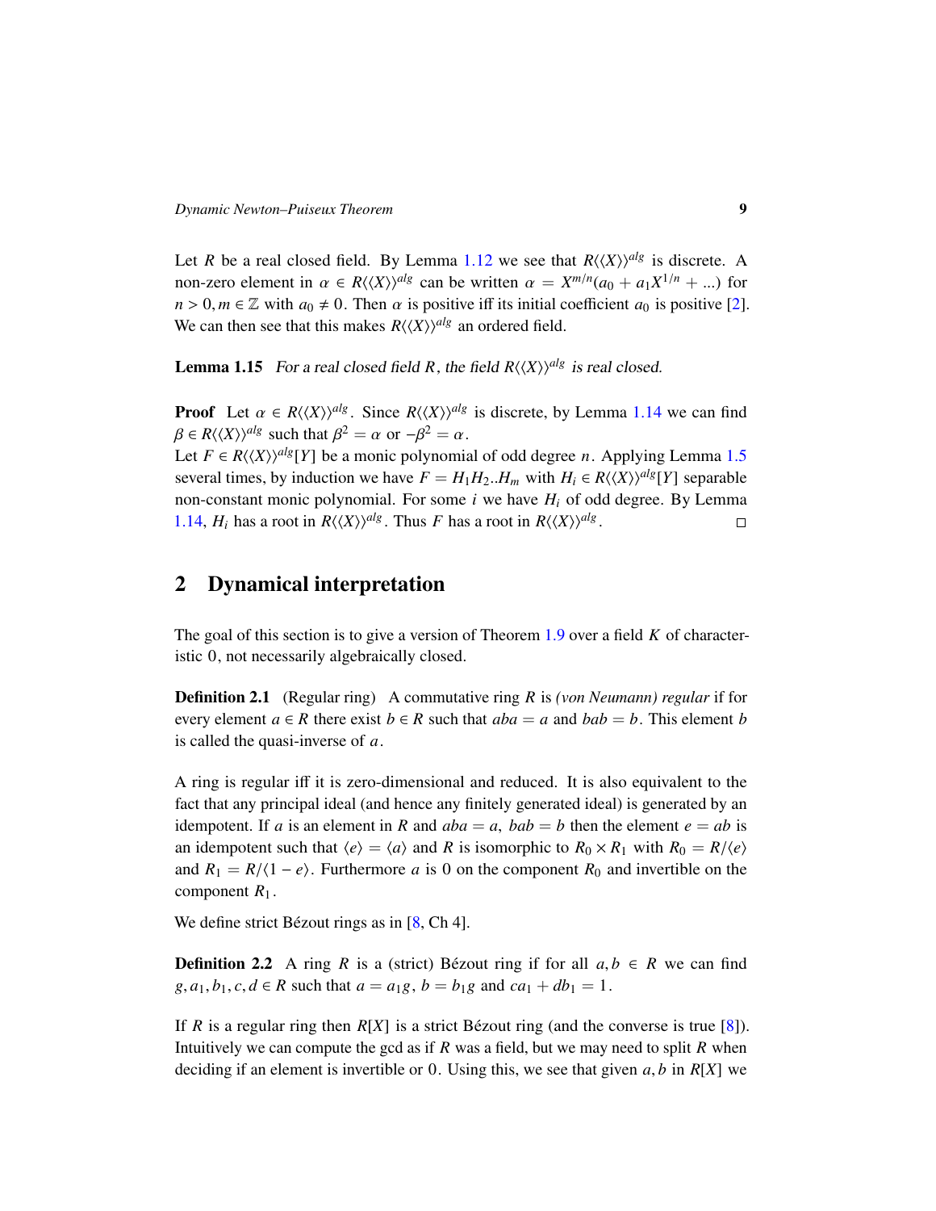Let $R$ be a real closed field. By Lemma 1.12 we see that $R\langle\langle X\rangle\rangle^{alg}$ is discrete. A non-zero element in $\alpha \in R\langle\langle X\rangle\rangle^{alg}$ can be written $\alpha = X^{m/n}(a_0 + a_1 X^{1/n} + ...)$ for $n > 0, m \in \mathbb{Z}$ with $a_0 \neq 0$. Then $\alpha$ is positive iff its initial coefficient $a_0$ is positive [2]. We can then see that this makes $R\langle\langle X\rangle\rangle^{alg}$ an ordered field.

**Lemma 1.15** *For a real closed field $R$, the field $R\langle\langle X\rangle\rangle^{alg}$ is real closed.*

**Proof** Let $\alpha \in R\langle\langle X\rangle\rangle^{alg}$. Since $R\langle\langle X\rangle\rangle^{alg}$ is discrete, by Lemma 1.14 we can find $\beta \in R\langle\langle X\rangle\rangle^{alg}$ such that $\beta^2 = \alpha$ or $-\beta^2 = \alpha$.
Let $F \in R\langle\langle X\rangle\rangle^{alg}[Y]$ be a monic polynomial of odd degree $n$. Applying Lemma 1.5 several times, by induction we have $F = H_1 H_2 .. H_m$ with $H_i \in R\langle\langle X\rangle\rangle^{alg}[Y]$ separable non-constant monic polynomial. For some $i$ we have $H_i$ of odd degree. By Lemma 1.14, $H_i$ has a root in $R\langle\langle X\rangle\rangle^{alg}$. Thus $F$ has a root in $R\langle\langle X\rangle\rangle^{alg}$. □

## 2 Dynamical interpretation

The goal of this section is to give a version of Theorem 1.9 over a field $K$ of characteristic 0, not necessarily algebraically closed.

**Definition 2.1** (Regular ring) A commutative ring $R$ is *(von Neumann) regular* if for every element $a \in R$ there exist $b \in R$ such that $aba = a$ and $bab = b$. This element $b$ is called the quasi-inverse of $a$.

A ring is regular iff it is zero-dimensional and reduced. It is also equivalent to the fact that any principal ideal (and hence any finitely generated ideal) is generated by an idempotent. If $a$ is an element in $R$ and $aba = a$, $bab = b$ then the element $e = ab$ is an idempotent such that $\langle e\rangle = \langle a\rangle$ and $R$ is isomorphic to $R_0 \times R_1$ with $R_0 = R/\langle e\rangle$ and $R_1 = R/\langle 1 - e\rangle$. Furthermore $a$ is 0 on the component $R_0$ and invertible on the component $R_1$.

We define strict Bézout rings as in [8, Ch 4].

**Definition 2.2** A ring $R$ is a (strict) Bézout ring if for all $a, b \in R$ we can find $g, a_1, b_1, c, d \in R$ such that $a = a_1 g$, $b = b_1 g$ and $ca_1 + db_1 = 1$.

If $R$ is a regular ring then $R[X]$ is a strict Bézout ring (and the converse is true [8]). Intuitively we can compute the gcd as if $R$ was a field, but we may need to split $R$ when deciding if an element is invertible or 0. Using this, we see that given $a, b$ in $R[X]$ we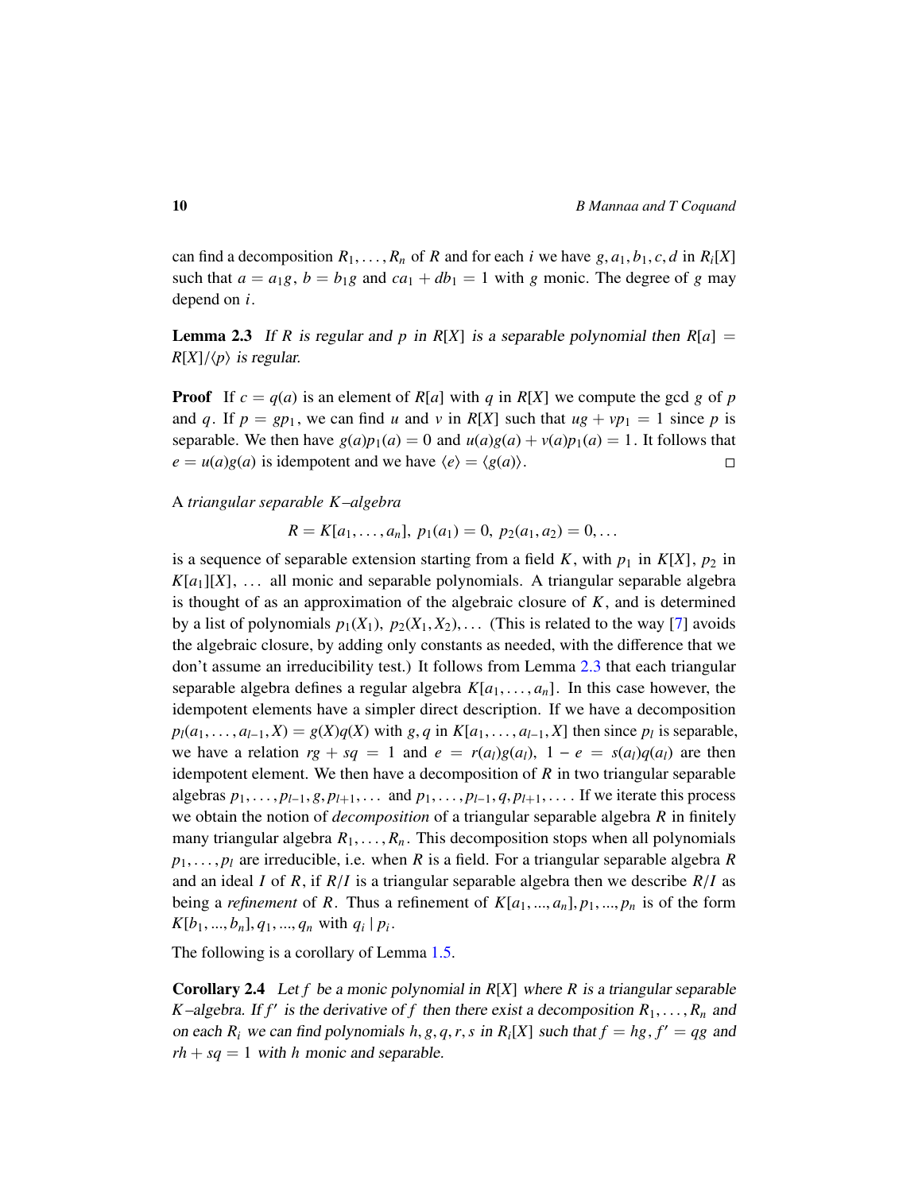can find a decomposition $R_1, \ldots, R_n$ of $R$ and for each $i$ we have $g, a_1, b_1, c, d$ in $R_i[X]$ such that $a = a_1 g$, $b = b_1 g$ and $ca_1 + db_1 = 1$ with $g$ monic. The degree of $g$ may depend on $i$.

**Lemma 2.3** *If $R$ is regular and $p$ in $R[X]$ is a separable polynomial then $R[a] = R[X]/\langle p \rangle$ is regular.*

**Proof** If $c = q(a)$ is an element of $R[a]$ with $q$ in $R[X]$ we compute the gcd $g$ of $p$ and $q$. If $p = gp_1$, we can find $u$ and $v$ in $R[X]$ such that $ug + vp_1 = 1$ since $p$ is separable. We then have $g(a)p_1(a) = 0$ and $u(a)g(a) + v(a)p_1(a) = 1$. It follows that $e = u(a)g(a)$ is idempotent and we have $\langle e \rangle = \langle g(a) \rangle$. □

A *triangular separable $K$–algebra*

$$R = K[a_1, \ldots, a_n],\ p_1(a_1) = 0,\ p_2(a_1, a_2) = 0, \ldots$$

is a sequence of separable extension starting from a field $K$, with $p_1$ in $K[X]$, $p_2$ in $K[a_1][X]$, … all monic and separable polynomials. A triangular separable algebra is thought of as an approximation of the algebraic closure of $K$, and is determined by a list of polynomials $p_1(X_1)$, $p_2(X_1, X_2), \ldots$ (This is related to the way [7] avoids the algebraic closure, by adding only constants as needed, with the difference that we don't assume an irreducibility test.) It follows from Lemma 2.3 that each triangular separable algebra defines a regular algebra $K[a_1, \ldots, a_n]$. In this case however, the idempotent elements have a simpler direct description. If we have a decomposition $p_l(a_1, \ldots, a_{l-1}, X) = g(X)q(X)$ with $g, q$ in $K[a_1, \ldots, a_{l-1}, X]$ then since $p_l$ is separable, we have a relation $rg + sq = 1$ and $e = r(a_l)g(a_l)$, $1 - e = s(a_l)q(a_l)$ are then idempotent element. We then have a decomposition of $R$ in two triangular separable algebras $p_1, \ldots, p_{l-1}, g, p_{l+1}, \ldots$ and $p_1, \ldots, p_{l-1}, q, p_{l+1}, \ldots$. If we iterate this process we obtain the notion of *decomposition* of a triangular separable algebra $R$ in finitely many triangular algebra $R_1, \ldots, R_n$. This decomposition stops when all polynomials $p_1, \ldots, p_l$ are irreducible, i.e. when $R$ is a field. For a triangular separable algebra $R$ and an ideal $I$ of $R$, if $R/I$ is a triangular separable algebra then we describe $R/I$ as being a *refinement* of $R$. Thus a refinement of $K[a_1, ..., a_n], p_1, ..., p_n$ is of the form $K[b_1, ..., b_n], q_1, ..., q_n$ with $q_i \mid p_i$.

The following is a corollary of Lemma 1.5.

**Corollary 2.4** *Let $f$ be a monic polynomial in $R[X]$ where $R$ is a triangular separable $K$–algebra. If $f'$ is the derivative of $f$ then there exist a decomposition $R_1, \ldots, R_n$ and on each $R_i$ we can find polynomials $h, g, q, r, s$ in $R_i[X]$ such that $f = hg$, $f' = qg$ and $rh + sq = 1$ with $h$ monic and separable.*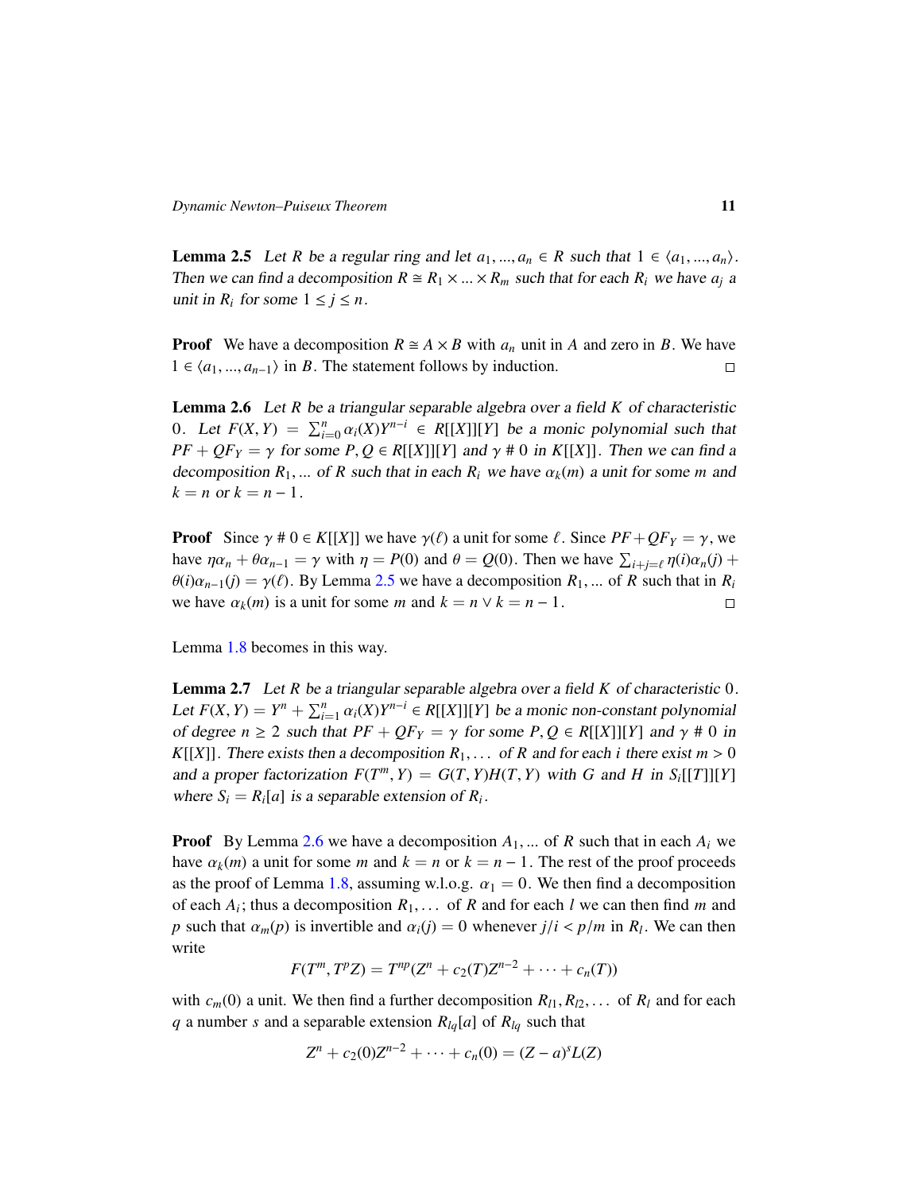**Lemma 2.5** *Let $R$ be a regular ring and let $a_1, ..., a_n \in R$ such that $1 \in \langle a_1, ..., a_n \rangle$. Then we can find a decomposition $R \cong R_1 \times ... \times R_m$ such that for each $R_i$ we have $a_j$ a unit in $R_i$ for some $1 \leq j \leq n$.*

**Proof** We have a decomposition $R \cong A \times B$ with $a_n$ unit in $A$ and zero in $B$. We have $1 \in \langle a_1, ..., a_{n-1} \rangle$ in $B$. The statement follows by induction. □

**Lemma 2.6** *Let $R$ be a triangular separable algebra over a field $K$ of characteristic 0. Let $F(X, Y) = \sum_{i=0}^{n} \alpha_i(X)Y^{n-i} \in R[[X]][Y]$ be a monic polynomial such that $PF + QF_Y = \gamma$ for some $P, Q \in R[[X]][Y]$ and $\gamma \# 0$ in $K[[X]]$. Then we can find a decomposition $R_1, ...$ of $R$ such that in each $R_i$ we have $\alpha_k(m)$ a unit for some $m$ and $k = n$ or $k = n - 1$.*

**Proof** Since $\gamma \# 0 \in K[[X]]$ we have $\gamma(\ell)$ a unit for some $\ell$. Since $PF + QF_Y = \gamma$, we have $\eta\alpha_n + \theta\alpha_{n-1} = \gamma$ with $\eta = P(0)$ and $\theta = Q(0)$. Then we have $\sum_{i+j=\ell} \eta(i)\alpha_n(j) + \theta(i)\alpha_{n-1}(j) = \gamma(\ell)$. By Lemma 2.5 we have a decomposition $R_1, ...$ of $R$ such that in $R_i$ we have $\alpha_k(m)$ is a unit for some $m$ and $k = n \vee k = n - 1$. □

Lemma 1.8 becomes in this way.

**Lemma 2.7** *Let $R$ be a triangular separable algebra over a field $K$ of characteristic 0. Let $F(X, Y) = Y^n + \sum_{i=1}^{n} \alpha_i(X)Y^{n-i} \in R[[X]][Y]$ be a monic non-constant polynomial of degree $n \geq 2$ such that $PF + QF_Y = \gamma$ for some $P, Q \in R[[X]][Y]$ and $\gamma \# 0$ in $K[[X]]$. There exists then a decomposition $R_1, \ldots$ of $R$ and for each $i$ there exist $m > 0$ and a proper factorization $F(T^m, Y) = G(T, Y)H(T, Y)$ with $G$ and $H$ in $S_i[[T]][Y]$ where $S_i = R_i[a]$ is a separable extension of $R_i$.*

**Proof** By Lemma 2.6 we have a decomposition $A_1, ...$ of $R$ such that in each $A_i$ we have $\alpha_k(m)$ a unit for some $m$ and $k = n$ or $k = n - 1$. The rest of the proof proceeds as the proof of Lemma 1.8, assuming w.l.o.g. $\alpha_1 = 0$. We then find a decomposition of each $A_i$; thus a decomposition $R_1, \ldots$ of $R$ and for each $l$ we can then find $m$ and $p$ such that $\alpha_m(p)$ is invertible and $\alpha_i(j) = 0$ whenever $j/i < p/m$ in $R_l$. We can then write

$$F(T^m, T^p Z) = T^{np}(Z^n + c_2(T)Z^{n-2} + \cdots + c_n(T))$$

with $c_m(0)$ a unit. We then find a further decomposition $R_{l1}, R_{l2}, \ldots$ of $R_l$ and for each $q$ a number $s$ and a separable extension $R_{lq}[a]$ of $R_{lq}$ such that

$$Z^n + c_2(0)Z^{n-2} + \cdots + c_n(0) = (Z - a)^s L(Z)$$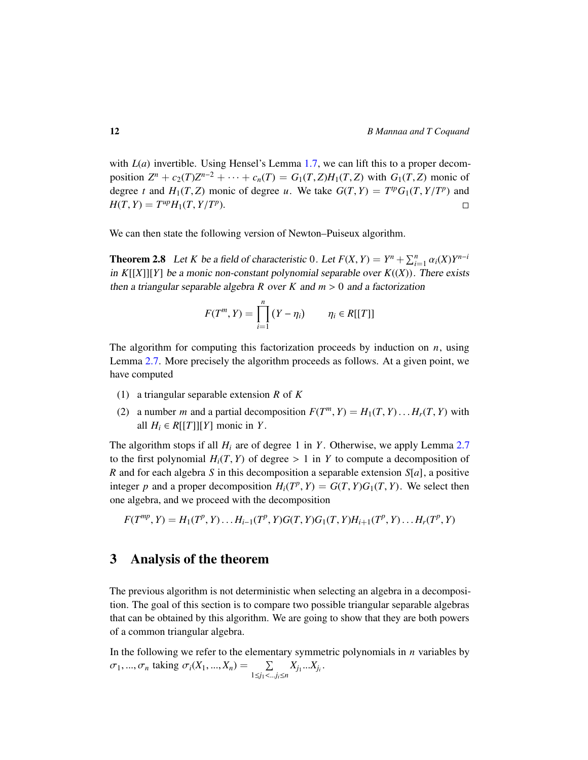with $L(a)$ invertible. Using Hensel's Lemma 1.7, we can lift this to a proper decomposition $Z^n + c_2(T)Z^{n-2} + \cdots + c_n(T) = G_1(T,Z)H_1(T,Z)$ with $G_1(T,Z)$ monic of degree $t$ and $H_1(T,Z)$ monic of degree $u$. We take $G(T,Y) = T^{tp}G_1(T,Y/T^p)$ and $H(T,Y) = T^{up}H_1(T,Y/T^p)$. □

We can then state the following version of Newton–Puiseux algorithm.

**Theorem 2.8** *Let $K$ be a field of characteristic $0$. Let $F(X,Y) = Y^n + \sum_{i=1}^{n} \alpha_i(X)Y^{n-i}$ in $K[[X]][Y]$ be a monic non-constant polynomial separable over $K((X))$. There exists then a triangular separable algebra $R$ over $K$ and $m > 0$ and a factorization*

$$F(T^m, Y) = \prod_{i=1}^{n} (Y - \eta_i) \qquad \eta_i \in R[[T]]$$

The algorithm for computing this factorization proceeds by induction on $n$, using Lemma 2.7. More precisely the algorithm proceeds as follows. At a given point, we have computed

(1) a triangular separable extension $R$ of $K$

(2) a number $m$ and a partial decomposition $F(T^m, Y) = H_1(T,Y) \ldots H_r(T,Y)$ with all $H_i \in R[[T]][Y]$ monic in $Y$.

The algorithm stops if all $H_i$ are of degree 1 in $Y$. Otherwise, we apply Lemma 2.7 to the first polynomial $H_i(T,Y)$ of degree $> 1$ in $Y$ to compute a decomposition of $R$ and for each algebra $S$ in this decomposition a separable extension $S[a]$, a positive integer $p$ and a proper decomposition $H_i(T^p, Y) = G(T,Y)G_1(T,Y)$. We select then one algebra, and we proceed with the decomposition

$$F(T^{mp}, Y) = H_1(T^p, Y) \ldots H_{i-1}(T^p, Y) G(T,Y) G_1(T,Y) H_{i+1}(T^p, Y) \ldots H_r(T^p, Y)$$

## 3 Analysis of the theorem

The previous algorithm is not deterministic when selecting an algebra in a decomposition. The goal of this section is to compare two possible triangular separable algebras that can be obtained by this algorithm. We are going to show that they are both powers of a common triangular algebra.

In the following we refer to the elementary symmetric polynomials in $n$ variables by $\sigma_1, \ldots, \sigma_n$ taking $\sigma_i(X_1, \ldots, X_n) = \sum_{1 \le j_1 < \ldots j_i \le n} X_{j_1} \ldots X_{j_i}$.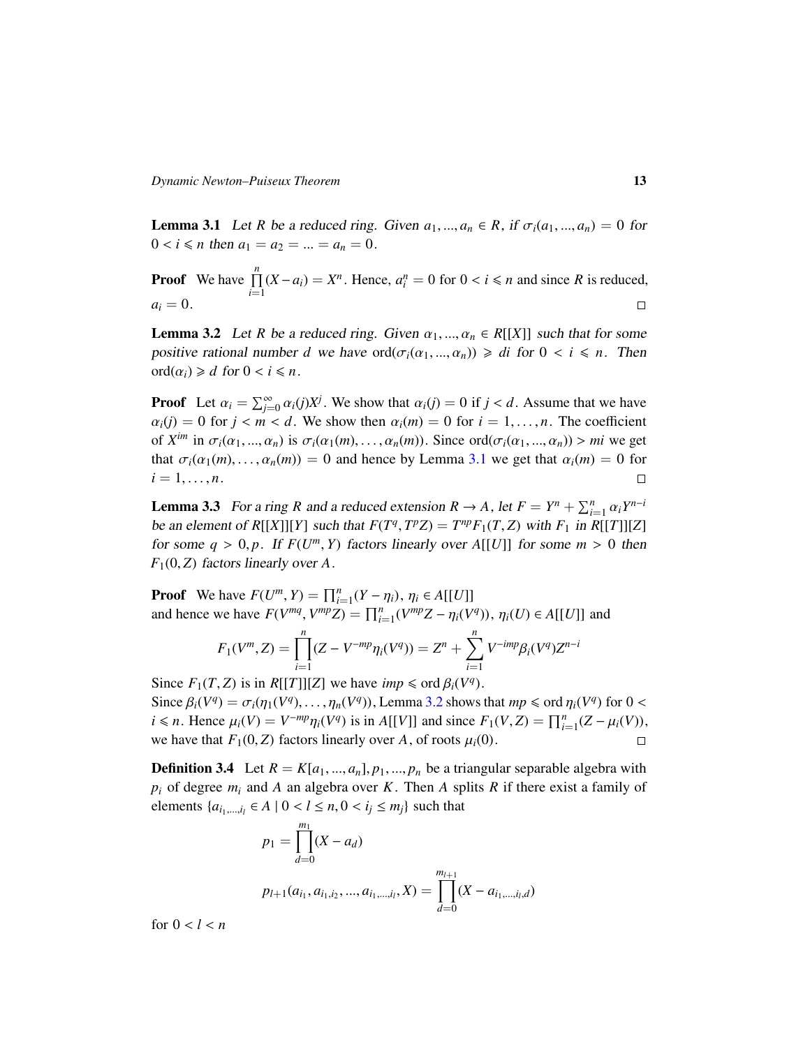**Lemma 3.1** *Let $R$ be a reduced ring. Given $a_1, ..., a_n \in R$, if $\sigma_i(a_1, ..., a_n) = 0$ for $0 < i \leqslant n$ then $a_1 = a_2 = ... = a_n = 0$.*

**Proof** We have $\prod_{i=1}^{n}(X - a_i) = X^n$. Hence, $a_i^n = 0$ for $0 < i \leqslant n$ and since $R$ is reduced, $a_i = 0$. □

**Lemma 3.2** *Let $R$ be a reduced ring. Given $\alpha_1, ..., \alpha_n \in R[[X]]$ such that for some positive rational number $d$ we have $\text{ord}(\sigma_i(\alpha_1, ..., \alpha_n)) \geqslant di$ for $0 < i \leqslant n$. Then $\text{ord}(\alpha_i) \geqslant d$ for $0 < i \leqslant n$.*

**Proof** Let $\alpha_i = \sum_{j=0}^{\infty} \alpha_i(j) X^j$. We show that $\alpha_i(j) = 0$ if $j < d$. Assume that we have $\alpha_i(j) = 0$ for $j < m < d$. We show then $\alpha_i(m) = 0$ for $i = 1, \ldots, n$. The coefficient of $X^{im}$ in $\sigma_i(\alpha_1, ..., \alpha_n)$ is $\sigma_i(\alpha_1(m), \ldots, \alpha_n(m))$. Since $\text{ord}(\sigma_i(\alpha_1, ..., \alpha_n)) > mi$ we get that $\sigma_i(\alpha_1(m), \ldots, \alpha_n(m)) = 0$ and hence by Lemma 3.1 we get that $\alpha_i(m) = 0$ for $i = 1, \ldots, n$. □

**Lemma 3.3** *For a ring $R$ and a reduced extension $R \to A$, let $F = Y^n + \sum_{i=1}^{n} \alpha_i Y^{n-i}$ be an element of $R[[X]][Y]$ such that $F(T^q, T^p Z) = T^{np} F_1(T, Z)$ with $F_1$ in $R[[T]][Z]$ for some $q > 0, p$. If $F(U^m, Y)$ factors linearly over $A[[U]]$ for some $m > 0$ then $F_1(0, Z)$ factors linearly over $A$.*

**Proof** We have $F(U^m, Y) = \prod_{i=1}^{n}(Y - \eta_i)$, $\eta_i \in A[[U]]$
and hence we have $F(V^{mq}, V^{mp} Z) = \prod_{i=1}^{n}(V^{mp} Z - \eta_i(V^q))$, $\eta_i(U) \in A[[U]]$ and

$$F_1(V^m, Z) = \prod_{i=1}^{n}(Z - V^{-mp}\eta_i(V^q)) = Z^n + \sum_{i=1}^{n} V^{-imp}\beta_i(V^q) Z^{n-i}$$

Since $F_1(T, Z)$ is in $R[[T]][Z]$ we have $imp \leqslant \text{ord}\, \beta_i(V^q)$.
Since $\beta_i(V^q) = \sigma_i(\eta_1(V^q), \ldots, \eta_n(V^q))$, Lemma 3.2 shows that $mp \leqslant \text{ord}\, \eta_i(V^q)$ for $0 < i \leqslant n$. Hence $\mu_i(V) = V^{-mp}\eta_i(V^q)$ is in $A[[V]]$ and since $F_1(V, Z) = \prod_{i=1}^{n}(Z - \mu_i(V))$, we have that $F_1(0, Z)$ factors linearly over $A$, of roots $\mu_i(0)$. □

**Definition 3.4** Let $R = K[a_1, ..., a_n], p_1, ..., p_n$ be a triangular separable algebra with $p_i$ of degree $m_i$ and $A$ an algebra over $K$. Then $A$ splits $R$ if there exist a family of elements $\{a_{i_1,...,i_l} \in A \mid 0 < l \leq n, 0 < i_j \leq m_j\}$ such that

$$p_1 = \prod_{d=0}^{m_1}(X - a_d)$$

$$p_{l+1}(a_{i_1}, a_{i_1,i_2}, ..., a_{i_1,...,i_l}, X) = \prod_{d=0}^{m_{l+1}}(X - a_{i_1,...,i_l,d})$$

for $0 < l < n$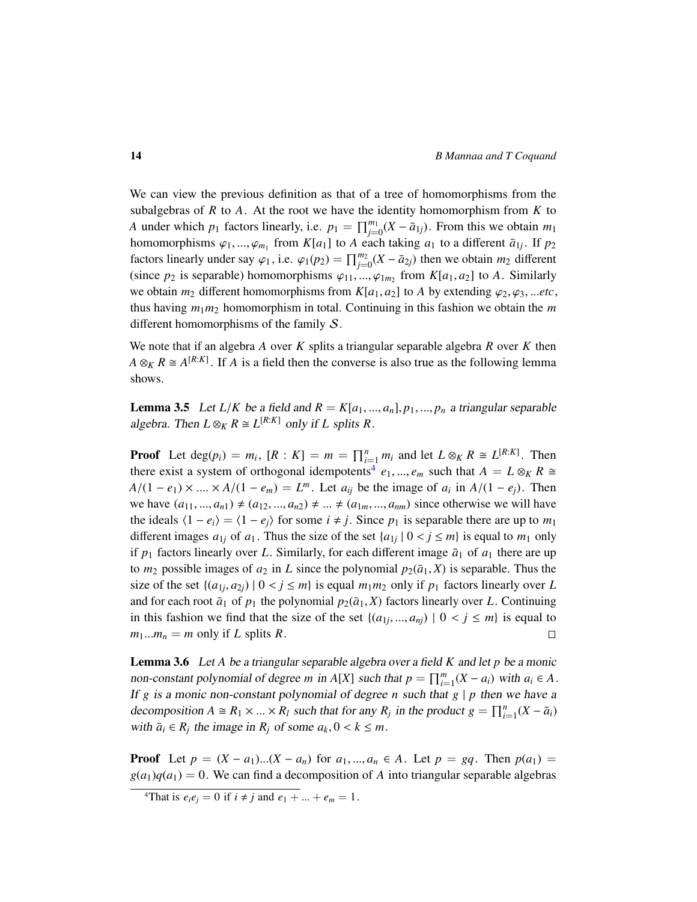We can view the previous definition as that of a tree of homomorphisms from the subalgebras of $R$ to $A$. At the root we have the identity homomorphism from $K$ to $A$ under which $p_1$ factors linearly, i.e. $p_1 = \prod_{j=0}^{m_1}(X - \bar{a}_{1j})$. From this we obtain $m_1$ homomorphisms $\varphi_1, ..., \varphi_{m_1}$ from $K[a_1]$ to $A$ each taking $a_1$ to a different $\bar{a}_{1j}$. If $p_2$ factors linearly under say $\varphi_1$, i.e. $\varphi_1(p_2) = \prod_{j=0}^{m_2}(X - \bar{a}_{2j})$ then we obtain $m_2$ different (since $p_2$ is separable) homomorphisms $\varphi_{11}, ..., \varphi_{1m_2}$ from $K[a_1, a_2]$ to $A$. Similarly we obtain $m_2$ different homomorphisms from $K[a_1, a_2]$ to $A$ by extending $\varphi_2, \varphi_3, ...etc$, thus having $m_1 m_2$ homomorphism in total. Continuing in this fashion we obtain the $m$ different homomorphisms of the family $\mathcal{S}$.

We note that if an algebra $A$ over $K$ splits a triangular separable algebra $R$ over $K$ then $A \otimes_K R \cong A^{[R:K]}$. If $A$ is a field then the converse is also true as the following lemma shows.

**Lemma 3.5** *Let $L/K$ be a field and $R = K[a_1, ..., a_n], p_1, ..., p_n$ a triangular separable algebra. Then $L \otimes_K R \cong L^{[R:K]}$ only if $L$ splits $R$.*

**Proof** Let $\deg(p_i) = m_i$, $[R : K] = m = \prod_{i=1}^{n} m_i$ and let $L \otimes_K R \cong L^{[R:K]}$. Then there exist a system of orthogonal idempotents[4] $e_1, ..., e_m$ such that $A = L \otimes_K R \cong A/(1 - e_1) \times .... \times A/(1 - e_m) = L^m$. Let $a_{ij}$ be the image of $a_i$ in $A/(1 - e_j)$. Then we have $(a_{11}, ..., a_{n1}) \neq (a_{12}, ..., a_{n2}) \neq ... \neq (a_{1m}, ..., a_{nm})$ since otherwise we will have the ideals $\langle 1 - e_i \rangle = \langle 1 - e_j \rangle$ for some $i \neq j$. Since $p_1$ is separable there are up to $m_1$ different images $a_{1j}$ of $a_1$. Thus the size of the set $\{a_{1j} \mid 0 < j \leq m\}$ is equal to $m_1$ only if $p_1$ factors linearly over $L$. Similarly, for each different image $\bar{a}_1$ of $a_1$ there are up to $m_2$ possible images of $a_2$ in $L$ since the polynomial $p_2(\bar{a}_1, X)$ is separable. Thus the size of the set $\{(a_{1j}, a_{2j}) \mid 0 < j \leq m\}$ is equal $m_1 m_2$ only if $p_1$ factors linearly over $L$ and for each root $\bar{a}_1$ of $p_1$ the polynomial $p_2(\bar{a}_1, X)$ factors linearly over $L$. Continuing in this fashion we find that the size of the set $\{(a_{1j}, ..., a_{nj}) \mid 0 < j \leq m\}$ is equal to $m_1 ... m_n = m$ only if $L$ splits $R$. □

**Lemma 3.6** *Let $A$ be a triangular separable algebra over a field $K$ and let $p$ be a monic non-constant polynomial of degree $m$ in $A[X]$ such that $p = \prod_{i=1}^{m}(X - a_i)$ with $a_i \in A$. If $g$ is a monic non-constant polynomial of degree $n$ such that $g \mid p$ then we have a decomposition $A \cong R_1 \times ... \times R_l$ such that for any $R_j$ in the product $g = \prod_{i=1}^{n}(X - \bar{a}_i)$ with $\bar{a}_i \in R_j$ the image in $R_j$ of some $a_k, 0 < k \leq m$.*

**Proof** Let $p = (X - a_1)...(X - a_n)$ for $a_1, ..., a_n \in A$. Let $p = gq$. Then $p(a_1) = g(a_1)q(a_1) = 0$. We can find a decomposition of $A$ into triangular separable algebras

[4] That is $e_i e_j = 0$ if $i \neq j$ and $e_1 + ... + e_m = 1$.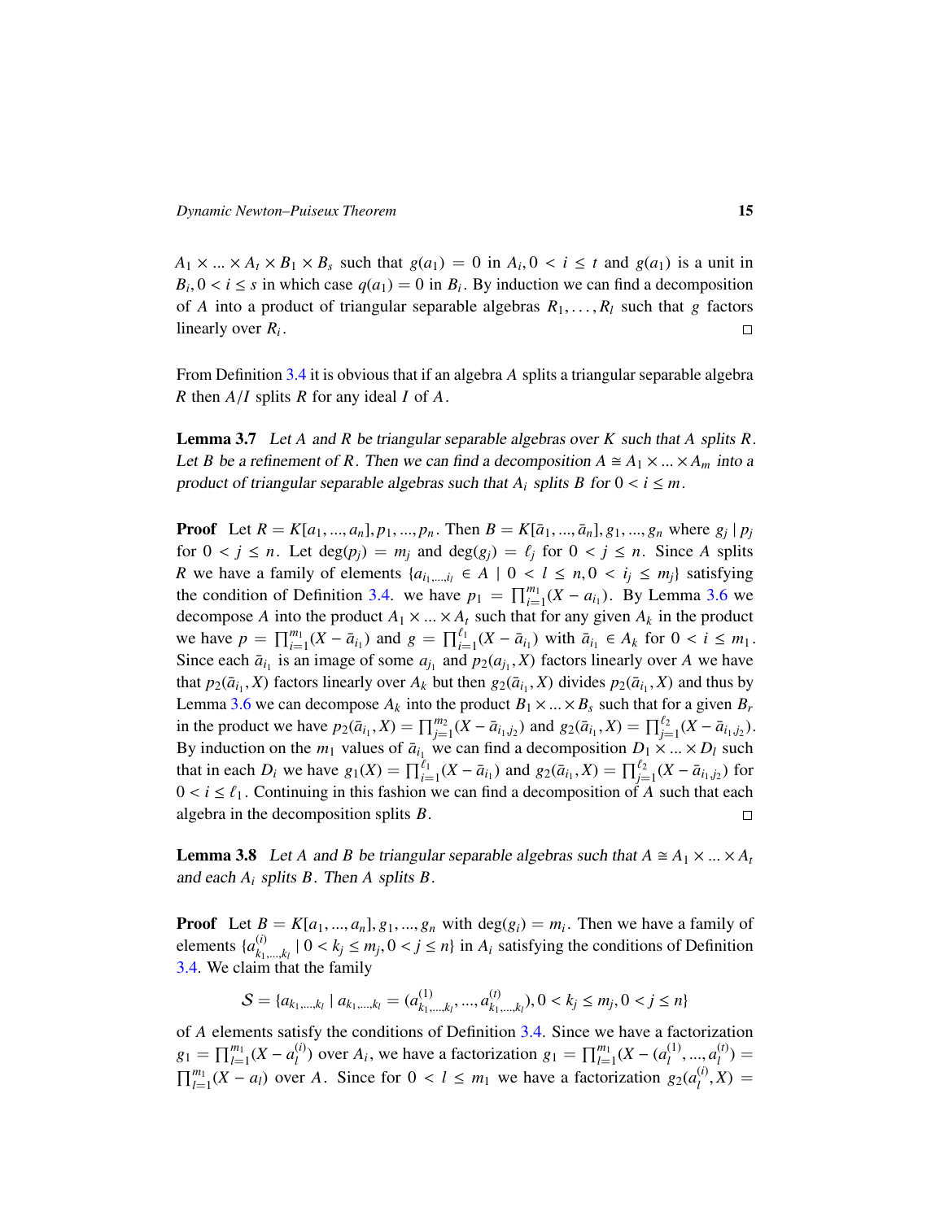$A_1 \times ... \times A_t \times B_1 \times B_s$ such that $g(a_1) = 0$ in $A_i, 0 < i \le t$ and $g(a_1)$ is a unit in $B_i, 0 < i \le s$ in which case $q(a_1) = 0$ in $B_i$. By induction we can find a decomposition of $A$ into a product of triangular separable algebras $R_1, \dots, R_l$ such that $g$ factors linearly over $R_i$. □

From Definition 3.4 it is obvious that if an algebra $A$ splits a triangular separable algebra $R$ then $A/I$ splits $R$ for any ideal $I$ of $A$.

**Lemma 3.7** *Let $A$ and $R$ be triangular separable algebras over $K$ such that $A$ splits $R$. Let $B$ be a refinement of $R$. Then we can find a decomposition $A \cong A_1 \times ... \times A_m$ into a product of triangular separable algebras such that $A_i$ splits $B$ for $0 < i \le m$.*

**Proof** Let $R = K[a_1, ..., a_n], p_1, ..., p_n$. Then $B = K[\bar{a}_1, ..., \bar{a}_n], g_1, ..., g_n$ where $g_j \mid p_j$ for $0 < j \le n$. Let $\deg(p_j) = m_j$ and $\deg(g_j) = \ell_j$ for $0 < j \le n$. Since $A$ splits $R$ we have a family of elements $\{a_{i_1,...,i_l} \in A \mid 0 < l \le n, 0 < i_j \le m_j\}$ satisfying the condition of Definition 3.4. we have $p_1 = \prod_{i=1}^{m_1}(X - a_{i_1})$. By Lemma 3.6 we decompose $A$ into the product $A_1 \times ... \times A_t$ such that for any given $A_k$ in the product we have $p = \prod_{i=1}^{m_1}(X - \bar{a}_{i_1})$ and $g = \prod_{i=1}^{\ell_1}(X - \bar{a}_{i_1})$ with $\bar{a}_{i_1} \in A_k$ for $0 < i \le m_1$. Since each $\bar{a}_{i_1}$ is an image of some $a_{j_1}$ and $p_2(a_{j_1}, X)$ factors linearly over $A$ we have that $p_2(\bar{a}_{i_1}, X)$ factors linearly over $A_k$ but then $g_2(\bar{a}_{i_1}, X)$ divides $p_2(\bar{a}_{i_1}, X)$ and thus by Lemma 3.6 we can decompose $A_k$ into the product $B_1 \times ... \times B_s$ such that for a given $B_r$ in the product we have $p_2(\bar{a}_{i_1}, X) = \prod_{j=1}^{m_2}(X - \bar{a}_{i_1,j_2})$ and $g_2(\bar{a}_{i_1}, X) = \prod_{j=1}^{\ell_2}(X - \bar{a}_{i_1,j_2})$. By induction on the $m_1$ values of $\bar{a}_{i_1}$ we can find a decomposition $D_1 \times ... \times D_l$ such that in each $D_i$ we have $g_1(X) = \prod_{i=1}^{\ell_1}(X - \bar{a}_{i_1})$ and $g_2(\bar{a}_{i_1}, X) = \prod_{j=1}^{\ell_2}(X - \bar{a}_{i_1,j_2})$ for $0 < i \le \ell_1$. Continuing in this fashion we can find a decomposition of $A$ such that each algebra in the decomposition splits $B$. □

**Lemma 3.8** *Let $A$ and $B$ be triangular separable algebras such that $A \cong A_1 \times ... \times A_t$ and each $A_i$ splits $B$. Then $A$ splits $B$.*

**Proof** Let $B = K[a_1, ..., a_n], g_1, ..., g_n$ with $\deg(g_i) = m_i$. Then we have a family of elements $\{a^{(i)}_{k_1,...,k_l} \mid 0 < k_j \le m_j, 0 < j \le n\}$ in $A_i$ satisfying the conditions of Definition 3.4. We claim that the family

$$\mathcal{S} = \{a_{k_1,...,k_l} \mid a_{k_1,...,k_l} = (a^{(1)}_{k_1,...,k_l}, ..., a^{(t)}_{k_1,...,k_l}), 0 < k_j \le m_j, 0 < j \le n\}$$

of $A$ elements satisfy the conditions of Definition 3.4. Since we have a factorization $g_1 = \prod_{l=1}^{m_1}(X - a^{(i)}_l)$ over $A_i$, we have a factorization $g_1 = \prod_{l=1}^{m_1}(X - (a^{(1)}_l, ..., a^{(t)}_l) = \prod_{l=1}^{m_1}(X - a_l)$ over $A$. Since for $0 < l \le m_1$ we have a factorization $g_2(a^{(i)}_l, X) =$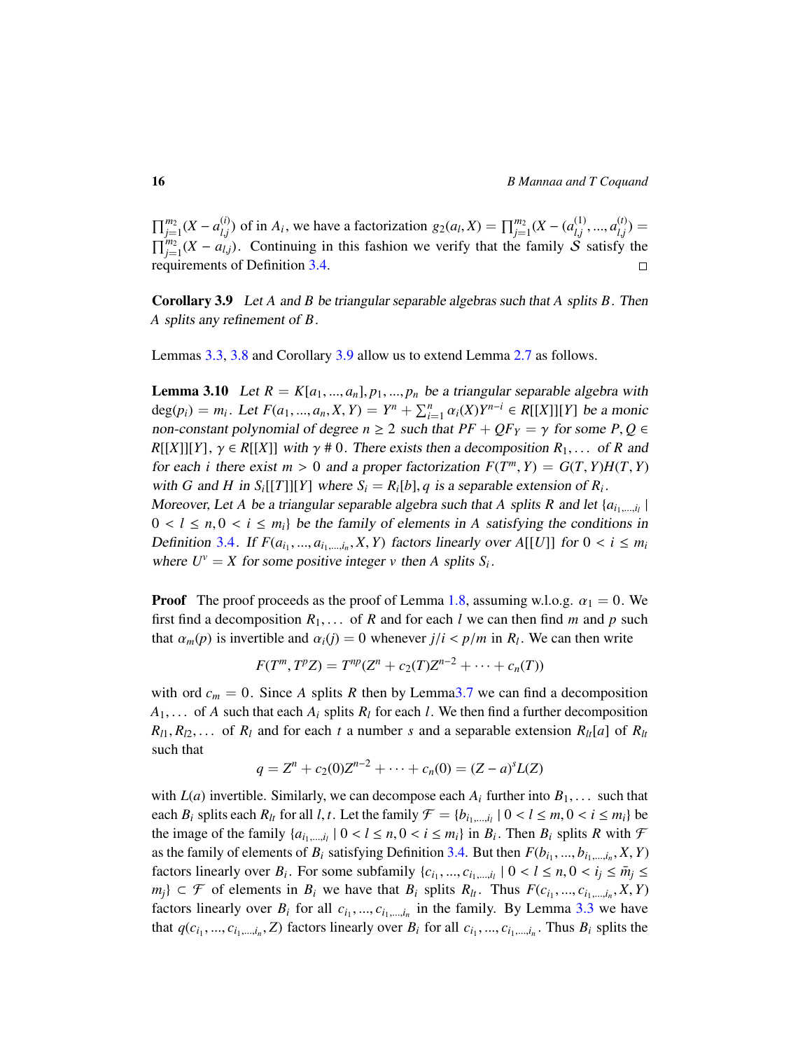$\prod_{j=1}^{m_2}(X - a_{l,j}^{(i)})$ of in $A_i$, we have a factorization $g_2(a_l, X) = \prod_{j=1}^{m_2}(X - (a_{l,j}^{(1)}, ..., a_{l,j}^{(t)}) = \prod_{j=1}^{m_2}(X - a_{l,j})$. Continuing in this fashion we verify that the family $\mathcal{S}$ satisfy the requirements of Definition 3.4. □

**Corollary 3.9** *Let $A$ and $B$ be triangular separable algebras such that $A$ splits $B$. Then $A$ splits any refinement of $B$.*

Lemmas 3.3, 3.8 and Corollary 3.9 allow us to extend Lemma 2.7 as follows.

**Lemma 3.10** *Let $R = K[a_1, ..., a_n], p_1, ..., p_n$ be a triangular separable algebra with $\deg(p_i) = m_i$. Let $F(a_1, ..., a_n, X, Y) = Y^n + \sum_{i=1}^{n} \alpha_i(X)Y^{n-i} \in R[[X]][Y]$ be a monic non-constant polynomial of degree $n \geq 2$ such that $PF + QF_Y = \gamma$ for some $P, Q \in R[[X]][Y]$, $\gamma \in R[[X]]$ with $\gamma \# 0$. There exists then a decomposition $R_1, \ldots$ of $R$ and for each $i$ there exist $m > 0$ and a proper factorization $F(T^m, Y) = G(T, Y)H(T, Y)$ with $G$ and $H$ in $S_i[[T]][Y]$ where $S_i = R_i[b], q$ is a separable extension of $R_i$.*
*Moreover, Let $A$ be a triangular separable algebra such that $A$ splits $R$ and let $\{a_{i_1,...,i_l} \mid 0 < l \leq n, 0 < i \leq m_i\}$ be the family of elements in $A$ satisfying the conditions in Definition 3.4. If $F(a_{i_1}, ..., a_{i_1,...,i_n}, X, Y)$ factors linearly over $A[[U]]$ for $0 < i \leq m_i$ where $U^v = X$ for some positive integer $v$ then $A$ splits $S_i$.*

**Proof** The proof proceeds as the proof of Lemma 1.8, assuming w.l.o.g. $\alpha_1 = 0$. We first find a decomposition $R_1, \ldots$ of $R$ and for each $l$ we can then find $m$ and $p$ such that $\alpha_m(p)$ is invertible and $\alpha_i(j) = 0$ whenever $j/i < p/m$ in $R_l$. We can then write

$$F(T^m, T^p Z) = T^{np}(Z^n + c_2(T)Z^{n-2} + \cdots + c_n(T))$$

with ord $c_m = 0$. Since $A$ splits $R$ then by Lemma3.7 we can find a decomposition $A_1, \ldots$ of $A$ such that each $A_i$ splits $R_l$ for each $l$. We then find a further decomposition $R_{l1}, R_{l2}, \ldots$ of $R_l$ and for each $t$ a number $s$ and a separable extension $R_{lt}[a]$ of $R_{lt}$ such that

$$q = Z^n + c_2(0)Z^{n-2} + \cdots + c_n(0) = (Z - a)^s L(Z)$$

with $L(a)$ invertible. Similarly, we can decompose each $A_i$ further into $B_1, \ldots$ such that each $B_i$ splits each $R_{lt}$ for all $l, t$. Let the family $\mathcal{F} = \{b_{i_1,...,i_l} \mid 0 < l \leq m, 0 < i \leq m_i\}$ be the image of the family $\{a_{i_1,...,i_l} \mid 0 < l \leq n, 0 < i \leq m_i\}$ in $B_i$. Then $B_i$ splits $R$ with $\mathcal{F}$ as the family of elements of $B_i$ satisfying Definition 3.4. But then $F(b_{i_1}, ..., b_{i_1,...,i_n}, X, Y)$ factors linearly over $B_i$. For some subfamily $\{c_{i_1}, ..., c_{i_1,...,i_l} \mid 0 < l \leq n, 0 < i_j \leq \bar{m}_j \leq m_j\} \subset \mathcal{F}$ of elements in $B_i$ we have that $B_i$ splits $R_{lt}$. Thus $F(c_{i_1}, ..., c_{i_1,...,i_n}, X, Y)$ factors linearly over $B_i$ for all $c_{i_1}, ..., c_{i_1,...,i_n}$ in the family. By Lemma 3.3 we have that $q(c_{i_1}, ..., c_{i_1,...,i_n}, Z)$ factors linearly over $B_i$ for all $c_{i_1}, ..., c_{i_1,...,i_n}$. Thus $B_i$ splits the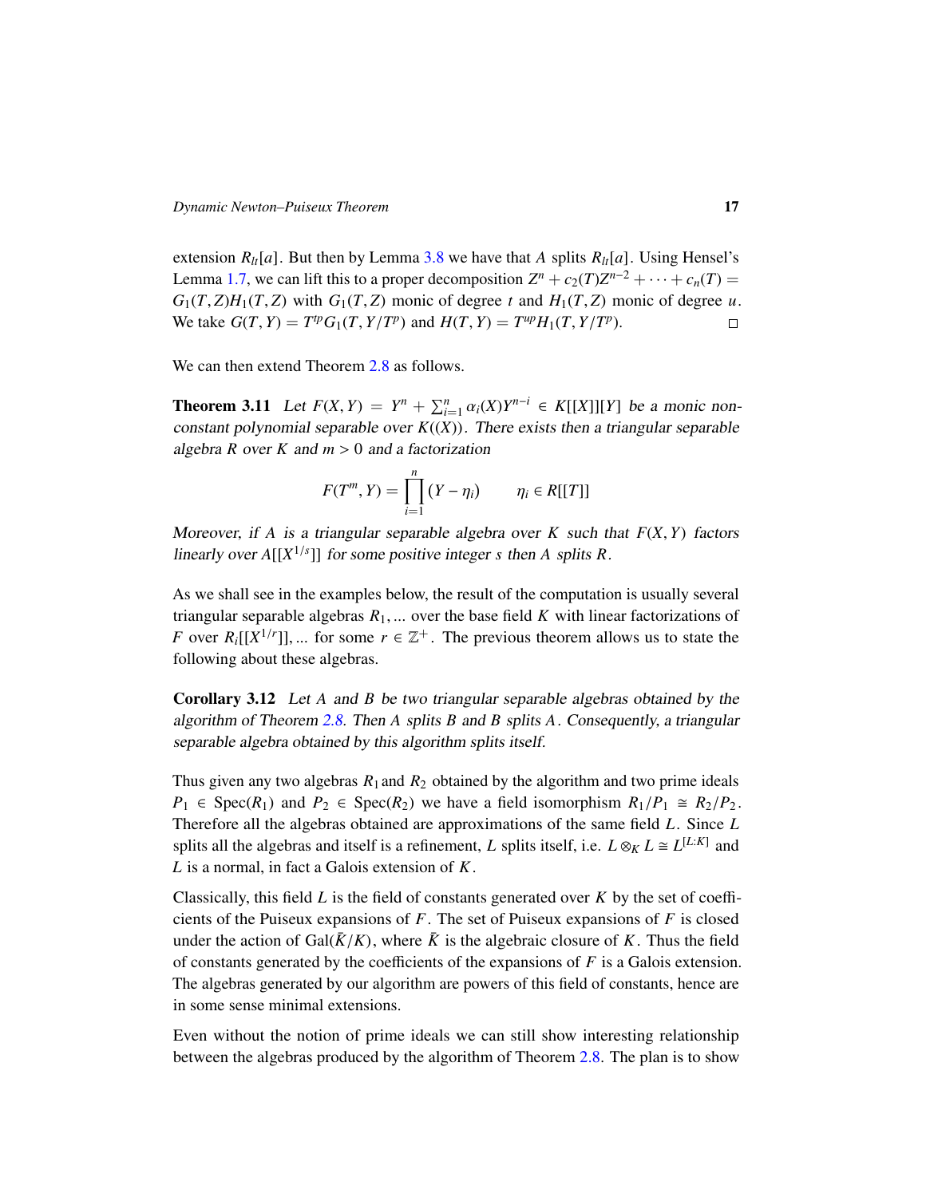extension $R_{lt}[a]$. But then by Lemma 3.8 we have that $A$ splits $R_{lt}[a]$. Using Hensel's Lemma 1.7, we can lift this to a proper decomposition $Z^n + c_2(T)Z^{n-2} + \cdots + c_n(T) = G_1(T,Z)H_1(T,Z)$ with $G_1(T,Z)$ monic of degree $t$ and $H_1(T,Z)$ monic of degree $u$. We take $G(T,Y) = T^{tp}G_1(T, Y/T^p)$ and $H(T,Y) = T^{up}H_1(T, Y/T^p)$. □

We can then extend Theorem 2.8 as follows.

**Theorem 3.11** *Let $F(X,Y) = Y^n + \sum_{i=1}^n \alpha_i(X)Y^{n-i} \in K[[X]][Y]$ be a monic non-constant polynomial separable over $K((X))$. There exists then a triangular separable algebra $R$ over $K$ and $m > 0$ and a factorization*

$$F(T^m, Y) = \prod_{i=1}^{n}(Y - \eta_i) \qquad \eta_i \in R[[T]]$$

*Moreover, if $A$ is a triangular separable algebra over $K$ such that $F(X,Y)$ factors linearly over $A[[X^{1/s}]]$ for some positive integer $s$ then $A$ splits $R$.*

As we shall see in the examples below, the result of the computation is usually several triangular separable algebras $R_1, ...$ over the base field $K$ with linear factorizations of $F$ over $R_i[[X^{1/r}]], ...$ for some $r \in \mathbb{Z}^+$. The previous theorem allows us to state the following about these algebras.

**Corollary 3.12** *Let $A$ and $B$ be two triangular separable algebras obtained by the algorithm of Theorem 2.8. Then $A$ splits $B$ and $B$ splits $A$. Consequently, a triangular separable algebra obtained by this algorithm splits itself.*

Thus given any two algebras $R_1$ and $R_2$ obtained by the algorithm and two prime ideals $P_1 \in \operatorname{Spec}(R_1)$ and $P_2 \in \operatorname{Spec}(R_2)$ we have a field isomorphism $R_1/P_1 \cong R_2/P_2$. Therefore all the algebras obtained are approximations of the same field $L$. Since $L$ splits all the algebras and itself is a refinement, $L$ splits itself, i.e. $L \otimes_K L \cong L^{[L:K]}$ and $L$ is a normal, in fact a Galois extension of $K$.

Classically, this field $L$ is the field of constants generated over $K$ by the set of coefficients of the Puiseux expansions of $F$. The set of Puiseux expansions of $F$ is closed under the action of $\operatorname{Gal}(\bar{K}/K)$, where $\bar{K}$ is the algebraic closure of $K$. Thus the field of constants generated by the coefficients of the expansions of $F$ is a Galois extension. The algebras generated by our algorithm are powers of this field of constants, hence are in some sense minimal extensions.

Even without the notion of prime ideals we can still show interesting relationship between the algebras produced by the algorithm of Theorem 2.8. The plan is to show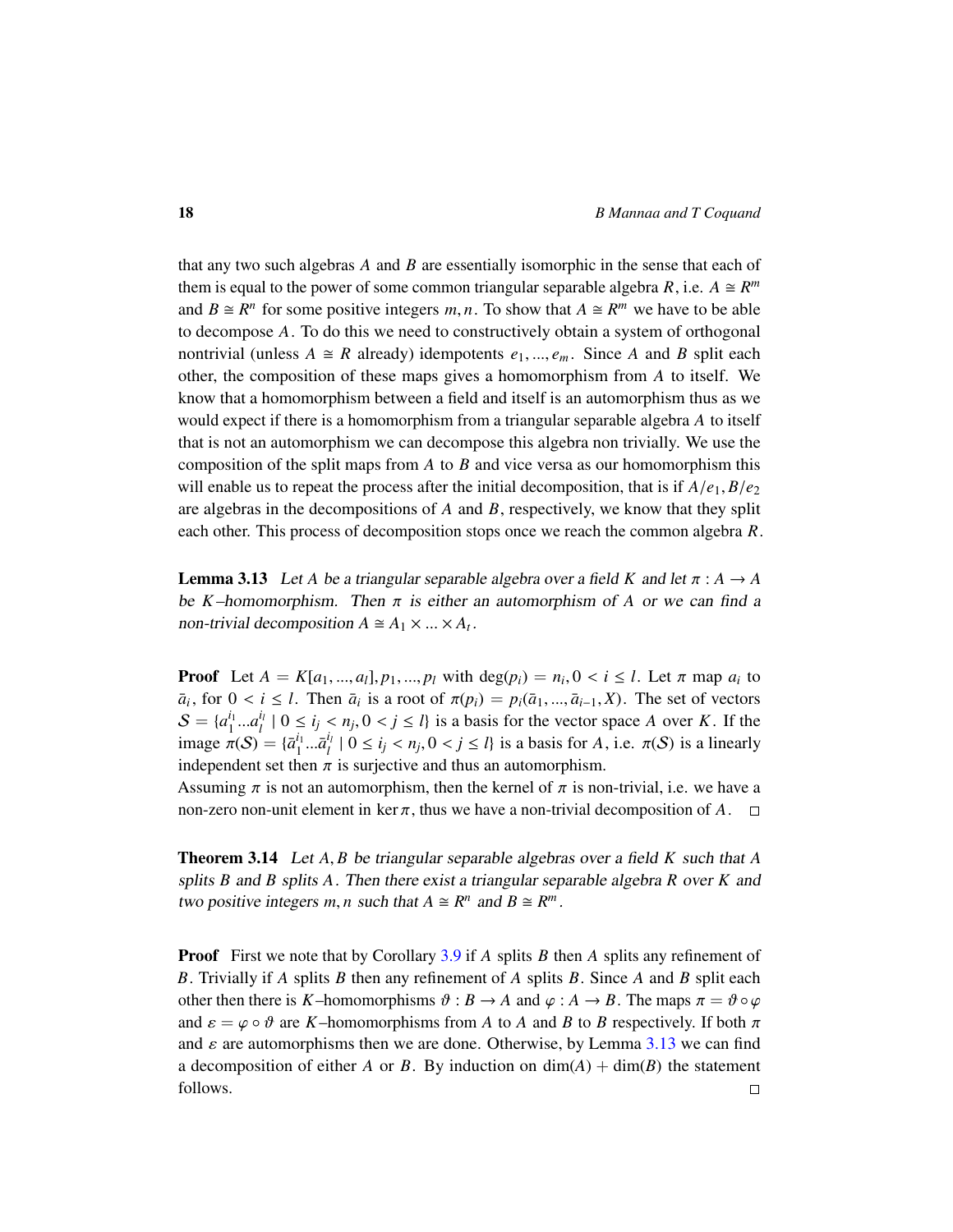that any two such algebras $A$ and $B$ are essentially isomorphic in the sense that each of them is equal to the power of some common triangular separable algebra $R$, i.e. $A \cong R^m$ and $B \cong R^n$ for some positive integers $m, n$. To show that $A \cong R^m$ we have to be able to decompose $A$. To do this we need to constructively obtain a system of orthogonal nontrivial (unless $A \cong R$ already) idempotents $e_1, ..., e_m$. Since $A$ and $B$ split each other, the composition of these maps gives a homomorphism from $A$ to itself. We know that a homomorphism between a field and itself is an automorphism thus as we would expect if there is a homomorphism from a triangular separable algebra $A$ to itself that is not an automorphism we can decompose this algebra non trivially. We use the composition of the split maps from $A$ to $B$ and vice versa as our homomorphism this will enable us to repeat the process after the initial decomposition, that is if $A/e_1, B/e_2$ are algebras in the decompositions of $A$ and $B$, respectively, we know that they split each other. This process of decomposition stops once we reach the common algebra $R$.

**Lemma 3.13** *Let $A$ be a triangular separable algebra over a field $K$ and let $\pi : A \to A$ be $K$–homomorphism. Then $\pi$ is either an automorphism of $A$ or we can find a non-trivial decomposition $A \cong A_1 \times ... \times A_t$.*

**Proof** Let $A = K[a_1, ..., a_l], p_1, ..., p_l$ with $\deg(p_i) = n_i, 0 < i \leq l$. Let $\pi$ map $a_i$ to $\bar{a}_i$, for $0 < i \leq l$. Then $\bar{a}_i$ is a root of $\pi(p_i) = p_i(\bar{a}_1, ..., \bar{a}_{i-1}, X)$. The set of vectors $\mathcal{S} = \{a_1^{i_1} ... a_l^{i_l} \mid 0 \leq i_j < n_j, 0 < j \leq l\}$ is a basis for the vector space $A$ over $K$. If the image $\pi(\mathcal{S}) = \{\bar{a}_1^{i_1} ... \bar{a}_l^{i_l} \mid 0 \leq i_j < n_j, 0 < j \leq l\}$ is a basis for $A$, i.e. $\pi(\mathcal{S})$ is a linearly independent set then $\pi$ is surjective and thus an automorphism.
Assuming $\pi$ is not an automorphism, then the kernel of $\pi$ is non-trivial, i.e. we have a non-zero non-unit element in $\ker \pi$, thus we have a non-trivial decomposition of $A$. □

**Theorem 3.14** *Let $A, B$ be triangular separable algebras over a field $K$ such that $A$ splits $B$ and $B$ splits $A$. Then there exist a triangular separable algebra $R$ over $K$ and two positive integers $m, n$ such that $A \cong R^n$ and $B \cong R^m$.*

**Proof** First we note that by Corollary 3.9 if $A$ splits $B$ then $A$ splits any refinement of $B$. Trivially if $A$ splits $B$ then any refinement of $A$ splits $B$. Since $A$ and $B$ split each other then there is $K$–homomorphisms $\vartheta : B \to A$ and $\varphi : A \to B$. The maps $\pi = \vartheta \circ \varphi$ and $\varepsilon = \varphi \circ \vartheta$ are $K$–homomorphisms from $A$ to $A$ and $B$ to $B$ respectively. If both $\pi$ and $\varepsilon$ are automorphisms then we are done. Otherwise, by Lemma 3.13 we can find a decomposition of either $A$ or $B$. By induction on $\dim(A) + \dim(B)$ the statement follows. □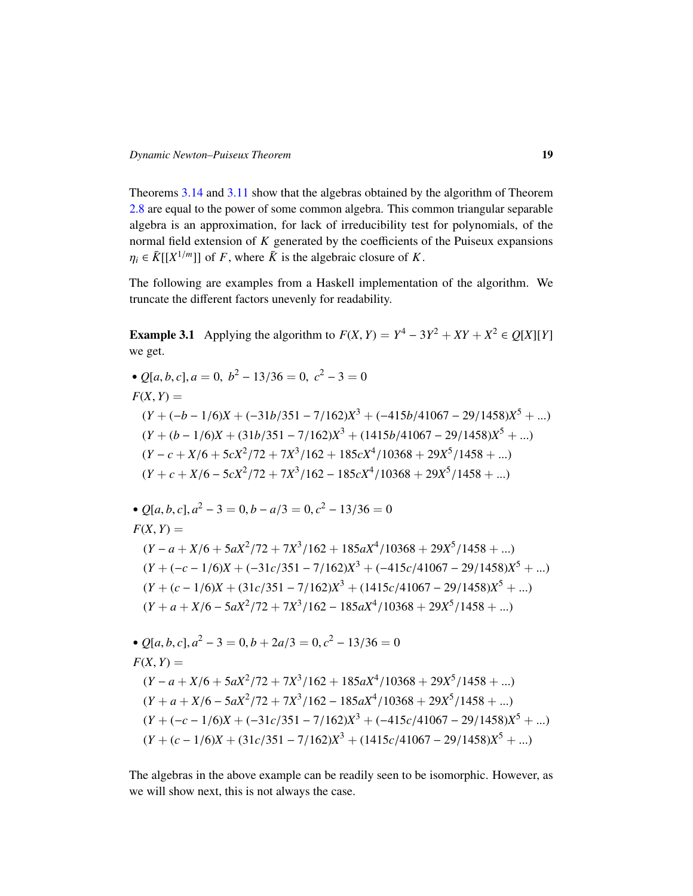Theorems 3.14 and 3.11 show that the algebras obtained by the algorithm of Theorem 2.8 are equal to the power of some common algebra. This common triangular separable algebra is an approximation, for lack of irreducibility test for polynomials, of the normal field extension of $K$ generated by the coefficients of the Puiseux expansions $\eta_i \in \bar{K}[[X^{1/m}]]$ of $F$, where $\bar{K}$ is the algebraic closure of $K$.

The following are examples from a Haskell implementation of the algorithm. We truncate the different factors unevenly for readability.

**Example 3.1** Applying the algorithm to $F(X,Y) = Y^4 - 3Y^2 + XY + X^2 \in Q[X][Y]$ we get.

- $Q[a,b,c], a = 0,\ b^2 - 13/36 = 0,\ c^2 - 3 = 0$

$F(X,Y) =$

$$(Y + (-b - 1/6)X + (-31b/351 - 7/162)X^3 + (-415b/41067 - 29/1458)X^5 + ...)$$
$$(Y + (b - 1/6)X + (31b/351 - 7/162)X^3 + (1415b/41067 - 29/1458)X^5 + ...)$$
$$(Y - c + X/6 + 5cX^2/72 + 7X^3/162 + 185cX^4/10368 + 29X^5/1458 + ...)$$
$$(Y + c + X/6 - 5cX^2/72 + 7X^3/162 - 185cX^4/10368 + 29X^5/1458 + ...)$$

- $Q[a,b,c], a^2 - 3 = 0, b - a/3 = 0, c^2 - 13/36 = 0$

$F(X,Y) =$

$$(Y - a + X/6 + 5aX^2/72 + 7X^3/162 + 185aX^4/10368 + 29X^5/1458 + ...)$$
$$(Y + (-c - 1/6)X + (-31c/351 - 7/162)X^3 + (-415c/41067 - 29/1458)X^5 + ...)$$
$$(Y + (c - 1/6)X + (31c/351 - 7/162)X^3 + (1415c/41067 - 29/1458)X^5 + ...)$$
$$(Y + a + X/6 - 5aX^2/72 + 7X^3/162 - 185aX^4/10368 + 29X^5/1458 + ...)$$

- $Q[a,b,c], a^2 - 3 = 0, b + 2a/3 = 0, c^2 - 13/36 = 0$

$F(X,Y) =$

$$(Y - a + X/6 + 5aX^2/72 + 7X^3/162 + 185aX^4/10368 + 29X^5/1458 + ...)$$
$$(Y + a + X/6 - 5aX^2/72 + 7X^3/162 - 185aX^4/10368 + 29X^5/1458 + ...)$$
$$(Y + (-c - 1/6)X + (-31c/351 - 7/162)X^3 + (-415c/41067 - 29/1458)X^5 + ...)$$
$$(Y + (c - 1/6)X + (31c/351 - 7/162)X^3 + (1415c/41067 - 29/1458)X^5 + ...)$$

The algebras in the above example can be readily seen to be isomorphic. However, as we will show next, this is not always the case.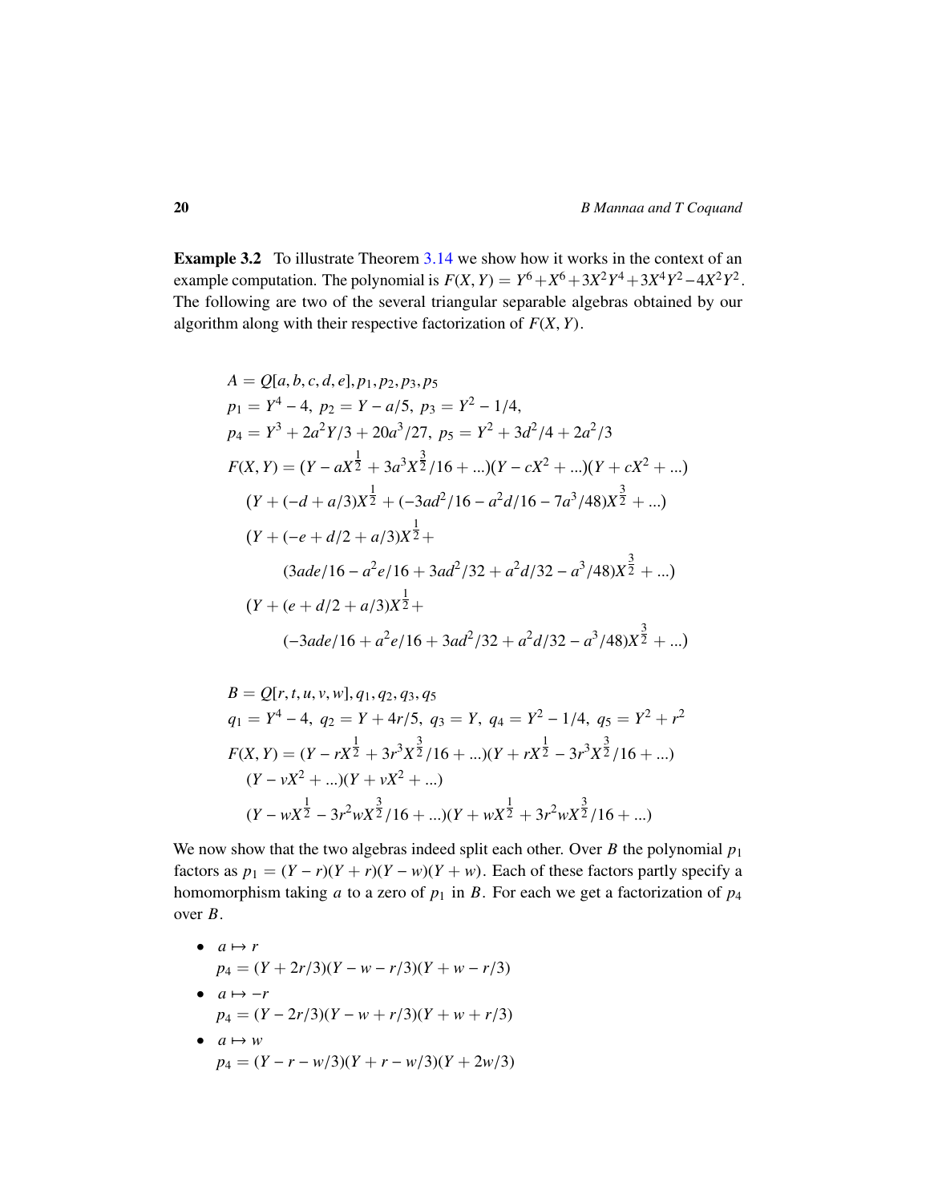**Example 3.2** To illustrate Theorem 3.14 we show how it works in the context of an example computation. The polynomial is $F(X,Y) = Y^6 + X^6 + 3X^2Y^4 + 3X^4Y^2 - 4X^2Y^2$. The following are two of the several triangular separable algebras obtained by our algorithm along with their respective factorization of $F(X,Y)$.

$$
\begin{aligned}
&A = Q[a,b,c,d,e], p_1, p_2, p_3, p_5 \\
&p_1 = Y^4 - 4,\ p_2 = Y - a/5,\ p_3 = Y^2 - 1/4, \\
&p_4 = Y^3 + 2a^2Y/3 + 20a^3/27,\ p_5 = Y^2 + 3d^2/4 + 2a^2/3 \\
&F(X,Y) = (Y - aX^{\frac{1}{2}} + 3a^3X^{\frac{3}{2}}/16 + ...)(Y - cX^2 + ...)(Y + cX^2 + ...) \\
&\quad (Y + (-d + a/3)X^{\frac{1}{2}} + (-3ad^2/16 - a^2d/16 - 7a^3/48)X^{\frac{3}{2}} + ...) \\
&\quad (Y + (-e + d/2 + a/3)X^{\frac{1}{2}} + \\
&\qquad (3ade/16 - a^2e/16 + 3ad^2/32 + a^2d/32 - a^3/48)X^{\frac{3}{2}} + ...) \\
&\quad (Y + (e + d/2 + a/3)X^{\frac{1}{2}} + \\
&\qquad (-3ade/16 + a^2e/16 + 3ad^2/32 + a^2d/32 - a^3/48)X^{\frac{3}{2}} + ...)
\end{aligned}
$$

$$
\begin{aligned}
&B = Q[r,t,u,v,w], q_1, q_2, q_3, q_5 \\
&q_1 = Y^4 - 4,\ q_2 = Y + 4r/5,\ q_3 = Y,\ q_4 = Y^2 - 1/4,\ q_5 = Y^2 + r^2 \\
&F(X,Y) = (Y - rX^{\frac{1}{2}} + 3r^3X^{\frac{3}{2}}/16 + ...)(Y + rX^{\frac{1}{2}} - 3r^3X^{\frac{3}{2}}/16 + ...) \\
&\quad (Y - vX^2 + ...)(Y + vX^2 + ...) \\
&\quad (Y - wX^{\frac{1}{2}} - 3r^2wX^{\frac{3}{2}}/16 + ...)(Y + wX^{\frac{1}{2}} + 3r^2wX^{\frac{3}{2}}/16 + ...)
\end{aligned}
$$

We now show that the two algebras indeed split each other. Over $B$ the polynomial $p_1$ factors as $p_1 = (Y - r)(Y + r)(Y - w)(Y + w)$. Each of these factors partly specify a homomorphism taking $a$ to a zero of $p_1$ in $B$. For each we get a factorization of $p_4$ over $B$.

- $a \mapsto r$
  $p_4 = (Y + 2r/3)(Y - w - r/3)(Y + w - r/3)$
- $a \mapsto -r$
  $p_4 = (Y - 2r/3)(Y - w + r/3)(Y + w + r/3)$
- $a \mapsto w$
  $p_4 = (Y - r - w/3)(Y + r - w/3)(Y + 2w/3)$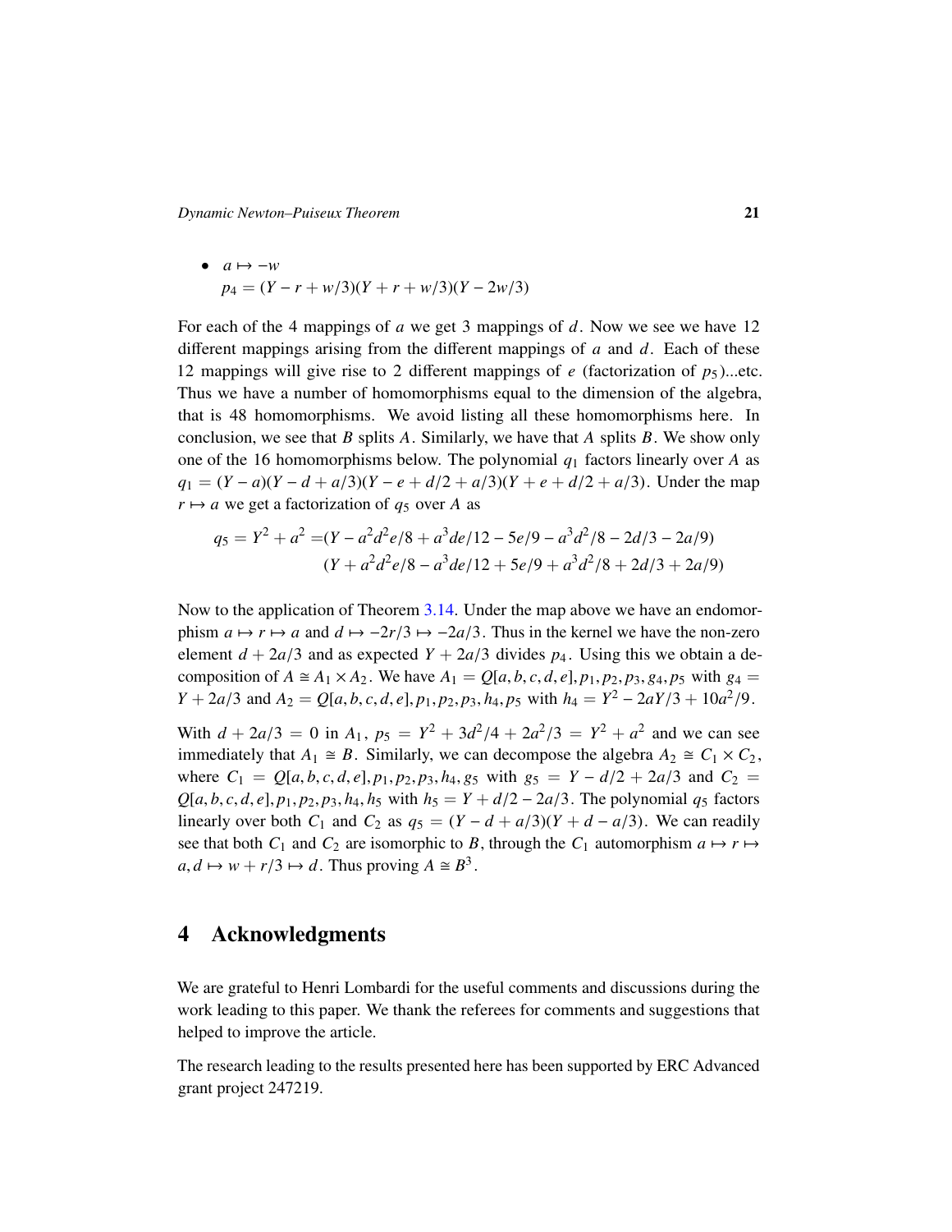- $a \mapsto -w$
  $p_4 = (Y - r + w/3)(Y + r + w/3)(Y - 2w/3)$

For each of the 4 mappings of $a$ we get 3 mappings of $d$. Now we see we have 12 different mappings arising from the different mappings of $a$ and $d$. Each of these 12 mappings will give rise to 2 different mappings of $e$ (factorization of $p_5$)...etc. Thus we have a number of homomorphisms equal to the dimension of the algebra, that is 48 homomorphisms. We avoid listing all these homomorphisms here. In conclusion, we see that $B$ splits $A$. Similarly, we have that $A$ splits $B$. We show only one of the 16 homomorphisms below. The polynomial $q_1$ factors linearly over $A$ as $q_1 = (Y - a)(Y - d + a/3)(Y - e + d/2 + a/3)(Y + e + d/2 + a/3)$. Under the map $r \mapsto a$ we get a factorization of $q_5$ over $A$ as

$$
\begin{aligned}
q_5 = Y^2 + a^2 =& (Y - a^2d^2e/8 + a^3de/12 - 5e/9 - a^3d^2/8 - 2d/3 - 2a/9) \\
& (Y + a^2d^2e/8 - a^3de/12 + 5e/9 + a^3d^2/8 + 2d/3 + 2a/9)
\end{aligned}
$$

Now to the application of Theorem 3.14. Under the map above we have an endomorphism $a \mapsto r \mapsto a$ and $d \mapsto -2r/3 \mapsto -2a/3$. Thus in the kernel we have the non-zero element $d + 2a/3$ and as expected $Y + 2a/3$ divides $p_4$. Using this we obtain a decomposition of $A \cong A_1 \times A_2$. We have $A_1 = Q[a,b,c,d,e], p_1, p_2, p_3, g_4, p_5$ with $g_4 = Y + 2a/3$ and $A_2 = Q[a,b,c,d,e], p_1, p_2, p_3, h_4, p_5$ with $h_4 = Y^2 - 2aY/3 + 10a^2/9$.

With $d + 2a/3 = 0$ in $A_1$, $p_5 = Y^2 + 3d^2/4 + 2a^2/3 = Y^2 + a^2$ and we can see immediately that $A_1 \cong B$. Similarly, we can decompose the algebra $A_2 \cong C_1 \times C_2$, where $C_1 = Q[a,b,c,d,e], p_1, p_2, p_3, h_4, g_5$ with $g_5 = Y - d/2 + 2a/3$ and $C_2 = Q[a,b,c,d,e], p_1, p_2, p_3, h_4, h_5$ with $h_5 = Y + d/2 - 2a/3$. The polynomial $q_5$ factors linearly over both $C_1$ and $C_2$ as $q_5 = (Y - d + a/3)(Y + d - a/3)$. We can readily see that both $C_1$ and $C_2$ are isomorphic to $B$, through the $C_1$ automorphism $a \mapsto r \mapsto a, d \mapsto w + r/3 \mapsto d$. Thus proving $A \cong B^3$.

## 4 Acknowledgments

We are grateful to Henri Lombardi for the useful comments and discussions during the work leading to this paper. We thank the referees for comments and suggestions that helped to improve the article.

The research leading to the results presented here has been supported by ERC Advanced grant project 247219.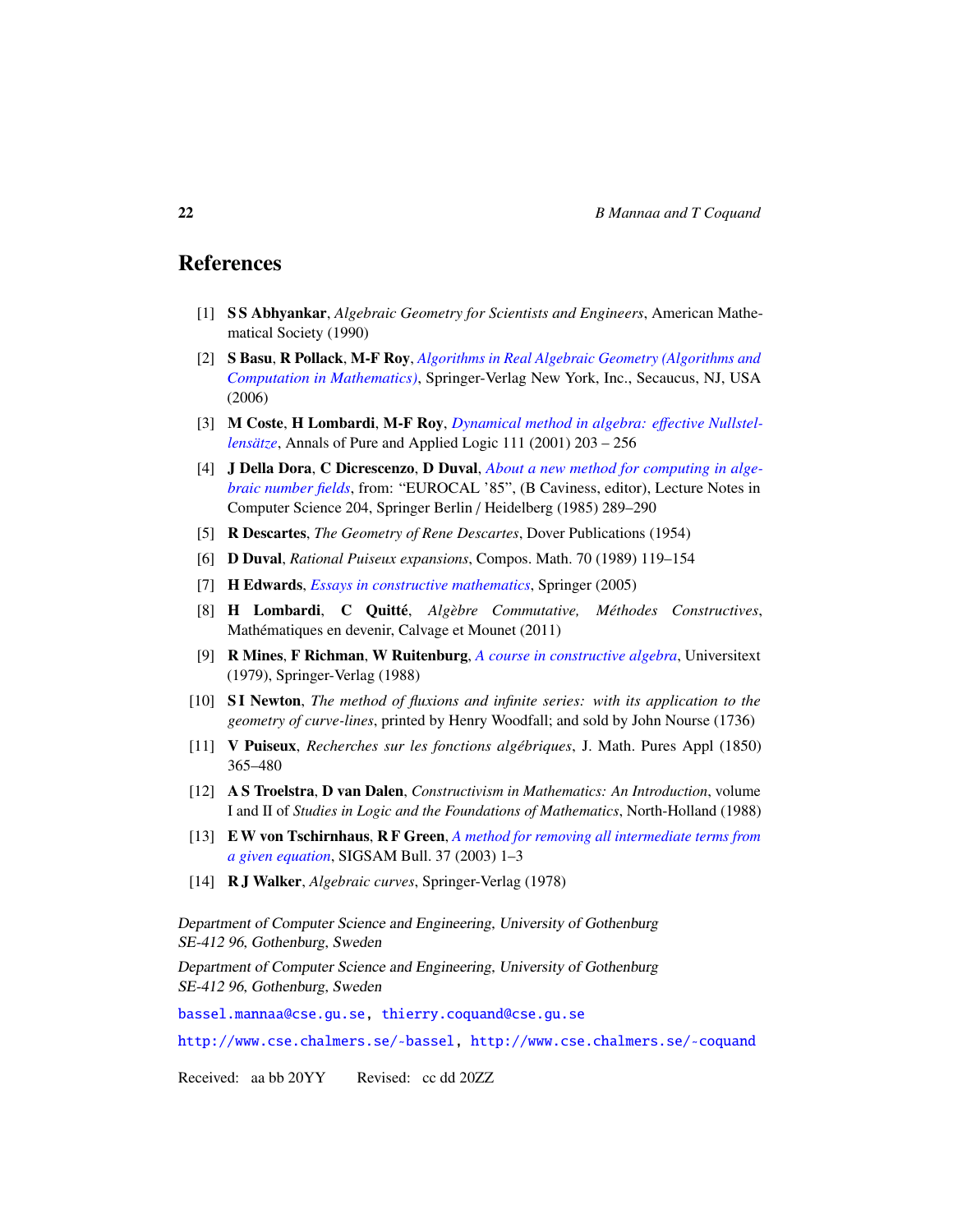## References

[1] **S S Abhyankar**, *Algebraic Geometry for Scientists and Engineers*, American Mathematical Society (1990)

[2] **S Basu**, **R Pollack**, **M-F Roy**, *Algorithms in Real Algebraic Geometry (Algorithms and Computation in Mathematics)*, Springer-Verlag New York, Inc., Secaucus, NJ, USA (2006)

[3] **M Coste**, **H Lombardi**, **M-F Roy**, *Dynamical method in algebra: effective Nullstellensätze*, Annals of Pure and Applied Logic 111 (2001) 203 – 256

[4] **J Della Dora**, **C Dicrescenzo**, **D Duval**, *About a new method for computing in algebraic number fields*, from: "EUROCAL '85", (B Caviness, editor), Lecture Notes in Computer Science 204, Springer Berlin / Heidelberg (1985) 289–290

[5] **R Descartes**, *The Geometry of Rene Descartes*, Dover Publications (1954)

[6] **D Duval**, *Rational Puiseux expansions*, Compos. Math. 70 (1989) 119–154

[7] **H Edwards**, *Essays in constructive mathematics*, Springer (2005)

[8] **H Lombardi**, **C Quitté**, *Algèbre Commutative, Méthodes Constructives*, Mathématiques en devenir, Calvage et Mounet (2011)

[9] **R Mines**, **F Richman**, **W Ruitenburg**, *A course in constructive algebra*, Universitext (1979), Springer-Verlag (1988)

[10] **S I Newton**, *The method of fluxions and infinite series: with its application to the geometry of curve-lines*, printed by Henry Woodfall; and sold by John Nourse (1736)

[11] **V Puiseux**, *Recherches sur les fonctions algébriques*, J. Math. Pures Appl (1850) 365–480

[12] **A S Troelstra**, **D van Dalen**, *Constructivism in Mathematics: An Introduction*, volume I and II of *Studies in Logic and the Foundations of Mathematics*, North-Holland (1988)

[13] **E W von Tschirnhaus**, **R F Green**, *A method for removing all intermediate terms from a given equation*, SIGSAM Bull. 37 (2003) 1–3

[14] **R J Walker**, *Algebraic curves*, Springer-Verlag (1978)

*Department of Computer Science and Engineering, University of Gothenburg*
*SE-412 96, Gothenburg, Sweden*

*Department of Computer Science and Engineering, University of Gothenburg*
*SE-412 96, Gothenburg, Sweden*

bassel.mannaa@cse.gu.se, thierry.coquand@cse.gu.se

http://www.cse.chalmers.se/~bassel, http://www.cse.chalmers.se/~coquand

Received: aa bb 20YY Revised: cc dd 20ZZ